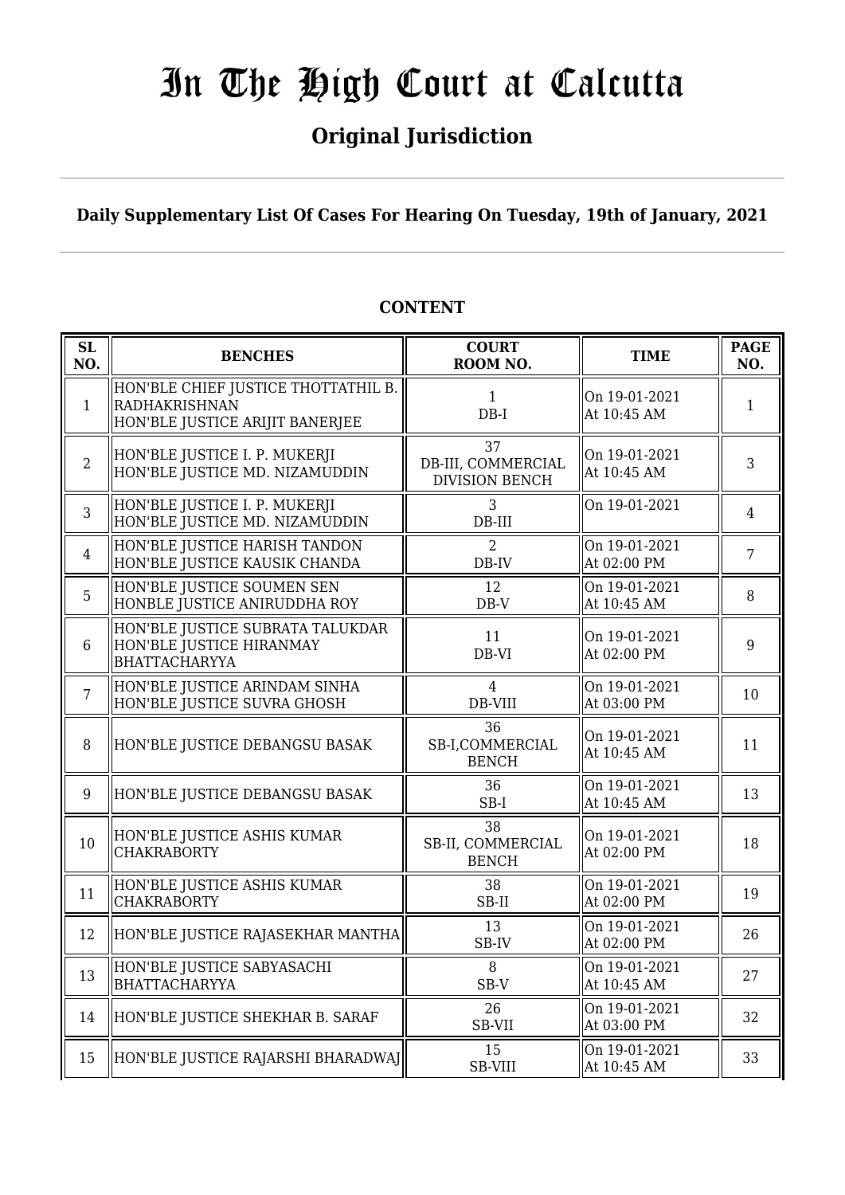# In The High Court at Calcutta

## Original Jurisdiction

**Daily Supplementary List Of Cases For Hearing On Tuesday, 19th of January, 2021**

**CONTENT**

| SL NO. | BENCHES | COURT ROOM NO. | TIME | PAGE NO. |
|---|---|---|---|---|
| 1 | HON'BLE CHIEF JUSTICE THOTTATHIL B. RADHAKRISHNAN<br>HON'BLE JUSTICE ARIJIT BANERJEE | 1<br>DB-I | On 19-01-2021<br>At 10:45 AM | 1 |
| 2 | HON'BLE JUSTICE I. P. MUKERJI<br>HON'BLE JUSTICE MD. NIZAMUDDIN | 37<br>DB-III, COMMERCIAL DIVISION BENCH | On 19-01-2021<br>At 10:45 AM | 3 |
| 3 | HON'BLE JUSTICE I. P. MUKERJI<br>HON'BLE JUSTICE MD. NIZAMUDDIN | 3<br>DB-III | On 19-01-2021 | 4 |
| 4 | HON'BLE JUSTICE HARISH TANDON<br>HON'BLE JUSTICE KAUSIK CHANDA | 2<br>DB-IV | On 19-01-2021<br>At 02:00 PM | 7 |
| 5 | HON'BLE JUSTICE SOUMEN SEN<br>HONBLE JUSTICE ANIRUDDHA ROY | 12<br>DB-V | On 19-01-2021<br>At 10:45 AM | 8 |
| 6 | HON'BLE JUSTICE SUBRATA TALUKDAR<br>HON'BLE JUSTICE HIRANMAY BHATTACHARYYA | 11<br>DB-VI | On 19-01-2021<br>At 02:00 PM | 9 |
| 7 | HON'BLE JUSTICE ARINDAM SINHA<br>HON'BLE JUSTICE SUVRA GHOSH | 4<br>DB-VIII | On 19-01-2021<br>At 03:00 PM | 10 |
| 8 | HON'BLE JUSTICE DEBANGSU BASAK | 36<br>SB-I,COMMERCIAL BENCH | On 19-01-2021<br>At 10:45 AM | 11 |
| 9 | HON'BLE JUSTICE DEBANGSU BASAK | 36<br>SB-I | On 19-01-2021<br>At 10:45 AM | 13 |
| 10 | HON'BLE JUSTICE ASHIS KUMAR CHAKRABORTY | 38<br>SB-II, COMMERCIAL BENCH | On 19-01-2021<br>At 02:00 PM | 18 |
| 11 | HON'BLE JUSTICE ASHIS KUMAR CHAKRABORTY | 38<br>SB-II | On 19-01-2021<br>At 02:00 PM | 19 |
| 12 | HON'BLE JUSTICE RAJASEKHAR MANTHA | 13<br>SB-IV | On 19-01-2021<br>At 02:00 PM | 26 |
| 13 | HON'BLE JUSTICE SABYASACHI BHATTACHARYYA | 8<br>SB-V | On 19-01-2021<br>At 10:45 AM | 27 |
| 14 | HON'BLE JUSTICE SHEKHAR B. SARAF | 26<br>SB-VII | On 19-01-2021<br>At 03:00 PM | 32 |
| 15 | HON'BLE JUSTICE RAJARSHI BHARADWAJ | 15<br>SB-VIII | On 19-01-2021<br>At 10:45 AM | 33 |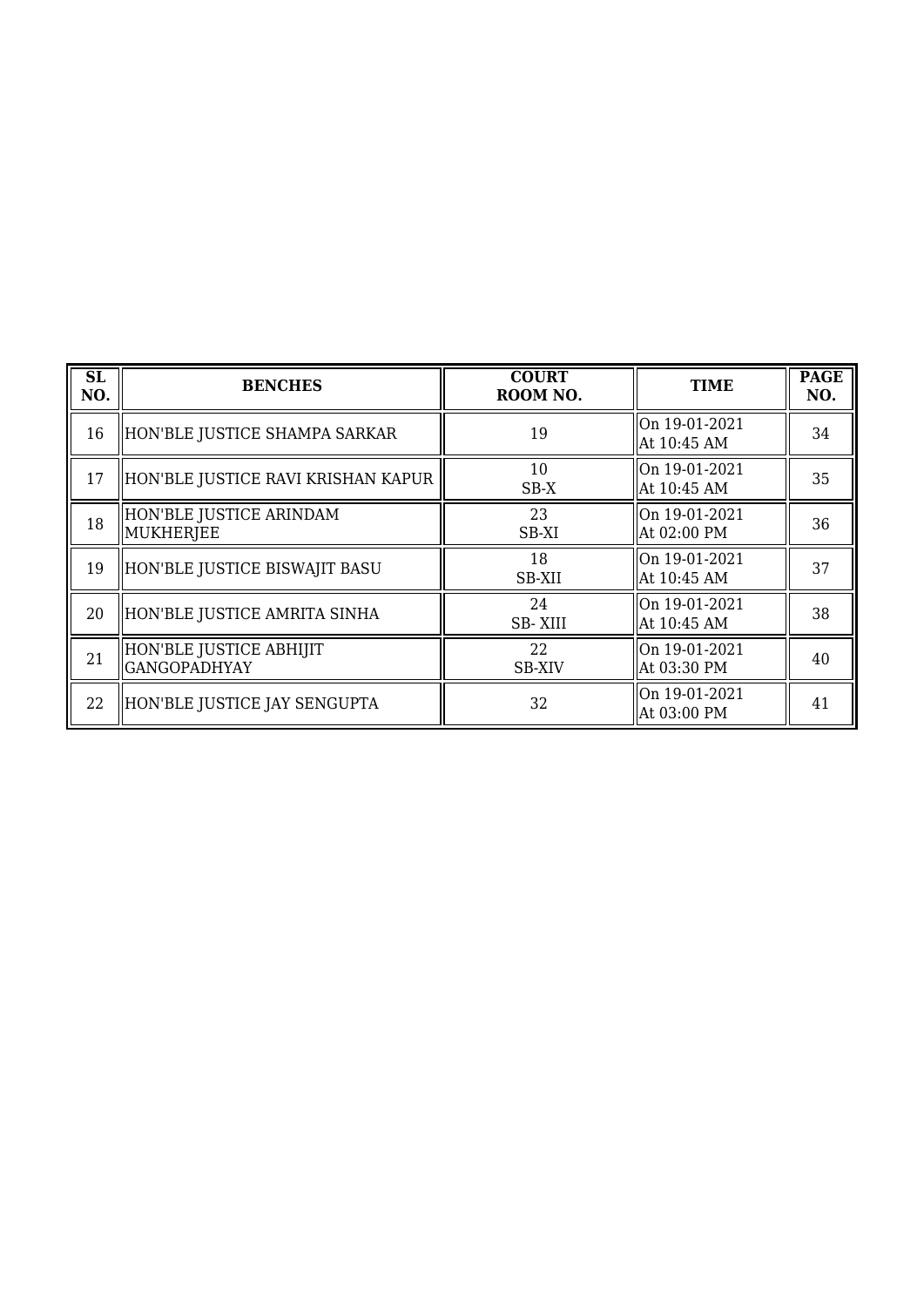| SL NO. | BENCHES | COURT ROOM NO. | TIME | PAGE NO. |
|---|---|---|---|---|
| 16 | HON'BLE JUSTICE SHAMPA SARKAR | 19 | On 19-01-2021 At 10:45 AM | 34 |
| 17 | HON'BLE JUSTICE RAVI KRISHAN KAPUR | 10 SB-X | On 19-01-2021 At 10:45 AM | 35 |
| 18 | HON'BLE JUSTICE ARINDAM MUKHERJEE | 23 SB-XI | On 19-01-2021 At 02:00 PM | 36 |
| 19 | HON'BLE JUSTICE BISWAJIT BASU | 18 SB-XII | On 19-01-2021 At 10:45 AM | 37 |
| 20 | HON'BLE JUSTICE AMRITA SINHA | 24 SB- XIII | On 19-01-2021 At 10:45 AM | 38 |
| 21 | HON'BLE JUSTICE ABHIJIT GANGOPADHYAY | 22 SB-XIV | On 19-01-2021 At 03:30 PM | 40 |
| 22 | HON'BLE JUSTICE JAY SENGUPTA | 32 | On 19-01-2021 At 03:00 PM | 41 |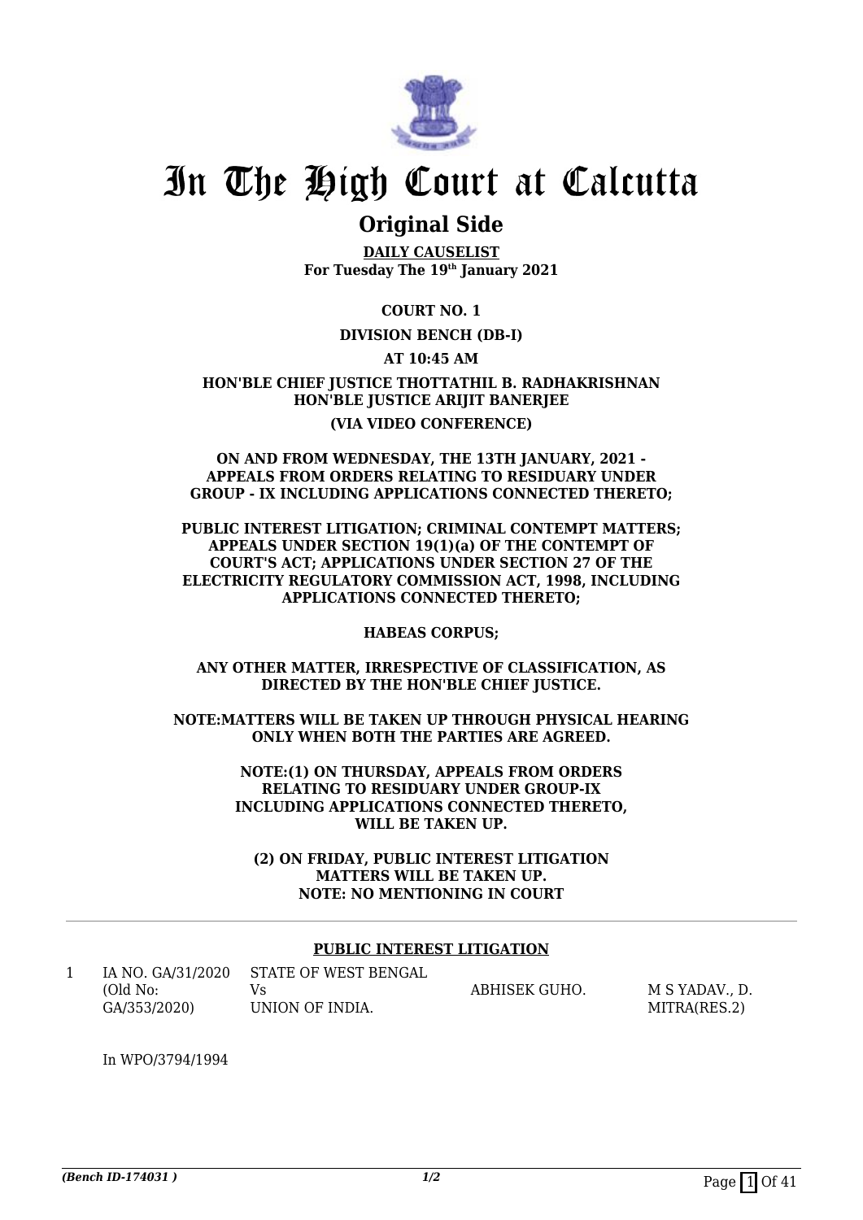# In The High Court at Calcutta

## Original Side

**DAILY CAUSELIST**
**For Tuesday The 19th January 2021**

**COURT NO. 1**

**DIVISION BENCH (DB-I)**

**AT 10:45 AM**

**HON'BLE CHIEF JUSTICE THOTTATHIL B. RADHAKRISHNAN**
**HON'BLE JUSTICE ARIJIT BANERJEE**

**(VIA VIDEO CONFERENCE)**

**ON AND FROM WEDNESDAY, THE 13TH JANUARY, 2021 - APPEALS FROM ORDERS RELATING TO RESIDUARY UNDER GROUP - IX INCLUDING APPLICATIONS CONNECTED THERETO;**

**PUBLIC INTEREST LITIGATION; CRIMINAL CONTEMPT MATTERS; APPEALS UNDER SECTION 19(1)(a) OF THE CONTEMPT OF COURT'S ACT; APPLICATIONS UNDER SECTION 27 OF THE ELECTRICITY REGULATORY COMMISSION ACT, 1998, INCLUDING APPLICATIONS CONNECTED THERETO;**

**HABEAS CORPUS;**

**ANY OTHER MATTER, IRRESPECTIVE OF CLASSIFICATION, AS DIRECTED BY THE HON'BLE CHIEF JUSTICE.**

**NOTE:MATTERS WILL BE TAKEN UP THROUGH PHYSICAL HEARING ONLY WHEN BOTH THE PARTIES ARE AGREED.**

**NOTE:(1) ON THURSDAY, APPEALS FROM ORDERS RELATING TO RESIDUARY UNDER GROUP-IX INCLUDING APPLICATIONS CONNECTED THERETO, WILL BE TAKEN UP.**

**(2) ON FRIDAY, PUBLIC INTEREST LITIGATION MATTERS WILL BE TAKEN UP.**
**NOTE: NO MENTIONING IN COURT**

---

**PUBLIC INTEREST LITIGATION**

| | | | | |
|---|---|---|---|---|
| 1 | IA NO. GA/31/2020 (Old No: GA/353/2020) | STATE OF WEST BENGAL Vs UNION OF INDIA. | ABHISEK GUHO. | M S YADAV., D. MITRA(RES.2) |

In WPO/3794/1994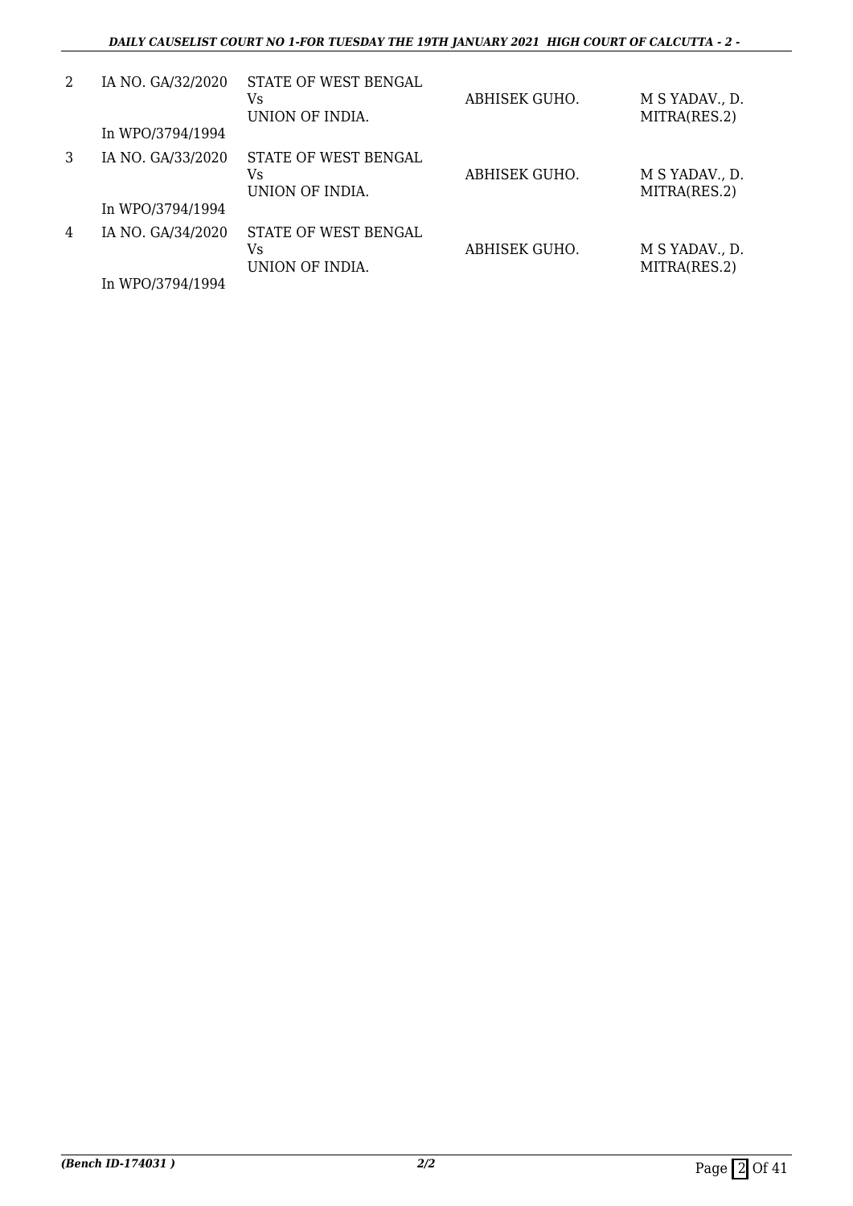| | | | | |
|---|---|---|---|---|
| 2 | IA NO. GA/32/2020<br><br>In WPO/3794/1994 | STATE OF WEST BENGAL<br>Vs<br>UNION OF INDIA. | ABHISEK GUHO. | M S YADAV., D. MITRA(RES.2) |
| 3 | IA NO. GA/33/2020<br><br>In WPO/3794/1994 | STATE OF WEST BENGAL<br>Vs<br>UNION OF INDIA. | ABHISEK GUHO. | M S YADAV., D. MITRA(RES.2) |
| 4 | IA NO. GA/34/2020<br><br>In WPO/3794/1994 | STATE OF WEST BENGAL<br>Vs<br>UNION OF INDIA. | ABHISEK GUHO. | M S YADAV., D. MITRA(RES.2) |

*(Bench ID-174031 )* *2/2*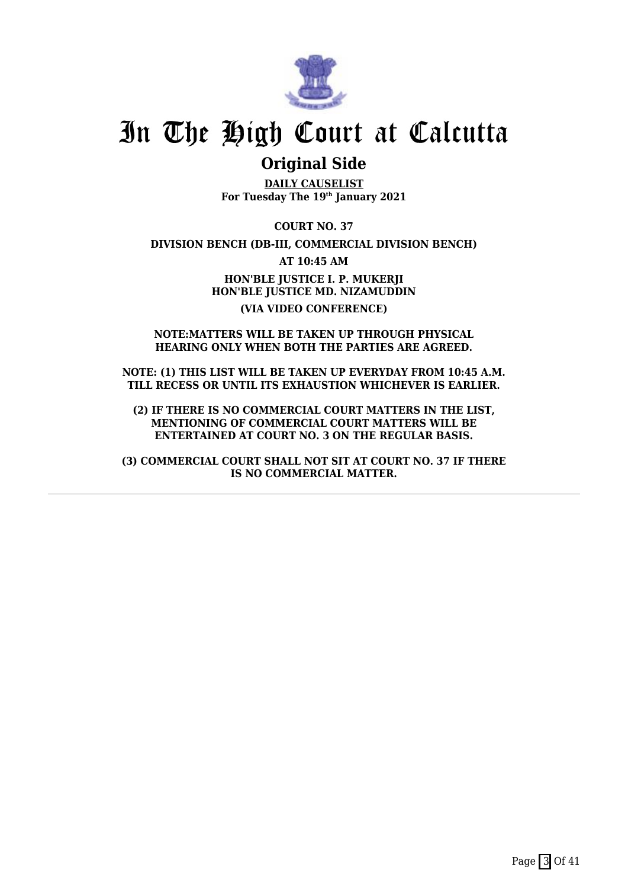# In The High Court at Calcutta

## Original Side

**DAILY CAUSELIST**
**For Tuesday The 19th January 2021**

**COURT NO. 37**

**DIVISION BENCH (DB-III, COMMERCIAL DIVISION BENCH)**

**AT 10:45 AM**

**HON'BLE JUSTICE I. P. MUKERJI**
**HON'BLE JUSTICE MD. NIZAMUDDIN**

**(VIA VIDEO CONFERENCE)**

**NOTE:MATTERS WILL BE TAKEN UP THROUGH PHYSICAL HEARING ONLY WHEN BOTH THE PARTIES ARE AGREED.**

**NOTE: (1) THIS LIST WILL BE TAKEN UP EVERYDAY FROM 10:45 A.M. TILL RECESS OR UNTIL ITS EXHAUSTION WHICHEVER IS EARLIER.**

**(2) IF THERE IS NO COMMERCIAL COURT MATTERS IN THE LIST, MENTIONING OF COMMERCIAL COURT MATTERS WILL BE ENTERTAINED AT COURT NO. 3 ON THE REGULAR BASIS.**

**(3) COMMERCIAL COURT SHALL NOT SIT AT COURT NO. 37 IF THERE IS NO COMMERCIAL MATTER.**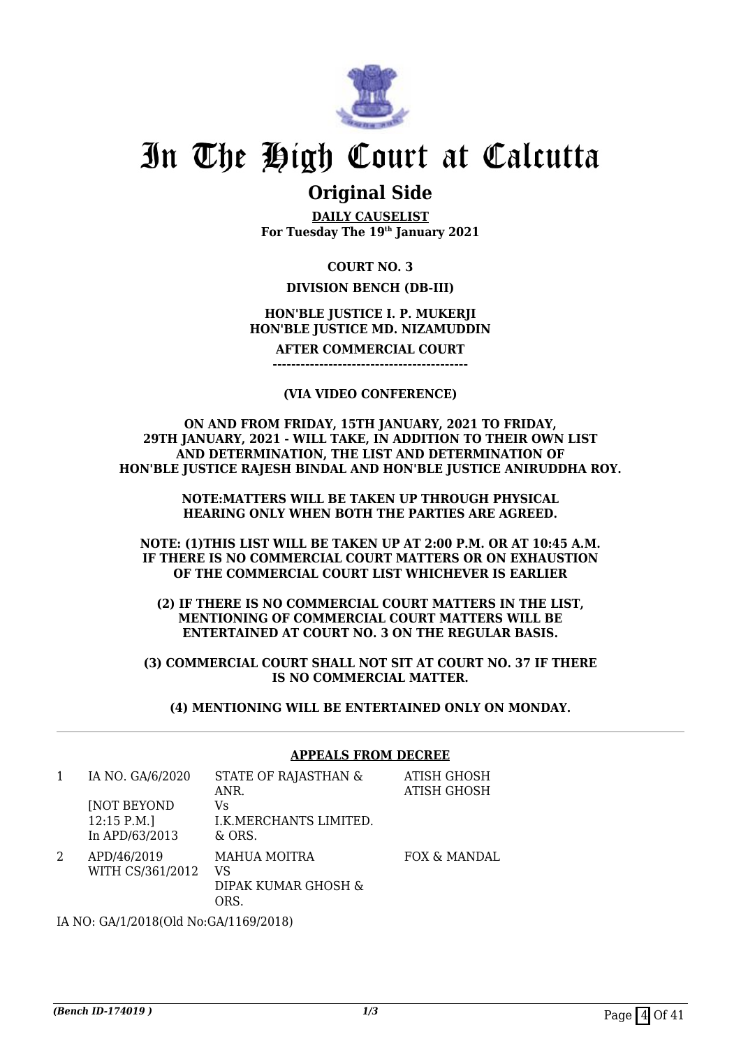# In The High Court at Calcutta

## Original Side

**DAILY CAUSELIST**
**For Tuesday The 19th January 2021**

**COURT NO. 3**

**DIVISION BENCH (DB-III)**

**HON'BLE JUSTICE I. P. MUKERJI**
**HON'BLE JUSTICE MD. NIZAMUDDIN**

**AFTER COMMERCIAL COURT**
**------------------------------------------**

**(VIA VIDEO CONFERENCE)**

**ON AND FROM FRIDAY, 15TH JANUARY, 2021 TO FRIDAY, 29TH JANUARY, 2021 - WILL TAKE, IN ADDITION TO THEIR OWN LIST AND DETERMINATION, THE LIST AND DETERMINATION OF HON'BLE JUSTICE RAJESH BINDAL AND HON'BLE JUSTICE ANIRUDDHA ROY.**

**NOTE:MATTERS WILL BE TAKEN UP THROUGH PHYSICAL HEARING ONLY WHEN BOTH THE PARTIES ARE AGREED.**

**NOTE: (1)THIS LIST WILL BE TAKEN UP AT 2:00 P.M. OR AT 10:45 A.M. IF THERE IS NO COMMERCIAL COURT MATTERS OR ON EXHAUSTION OF THE COMMERCIAL COURT LIST WHICHEVER IS EARLIER**

**(2) IF THERE IS NO COMMERCIAL COURT MATTERS IN THE LIST, MENTIONING OF COMMERCIAL COURT MATTERS WILL BE ENTERTAINED AT COURT NO. 3 ON THE REGULAR BASIS.**

**(3) COMMERCIAL COURT SHALL NOT SIT AT COURT NO. 37 IF THERE IS NO COMMERCIAL MATTER.**

**(4) MENTIONING WILL BE ENTERTAINED ONLY ON MONDAY.**

---

**APPEALS FROM DECREE**

| | | | |
|---|---|---|---|
| 1 | IA NO. GA/6/2020<br>[NOT BEYOND 12:15 P.M.]<br>In APD/63/2013 | STATE OF RAJASTHAN & ANR.<br>Vs<br>I.K.MERCHANTS LIMITED. & ORS. | ATISH GHOSH<br>ATISH GHOSH |
| 2 | APD/46/2019<br>WITH CS/361/2012 | MAHUA MOITRA<br>VS<br>DIPAK KUMAR GHOSH & ORS. | FOX & MANDAL |

IA NO: GA/1/2018(Old No:GA/1169/2018)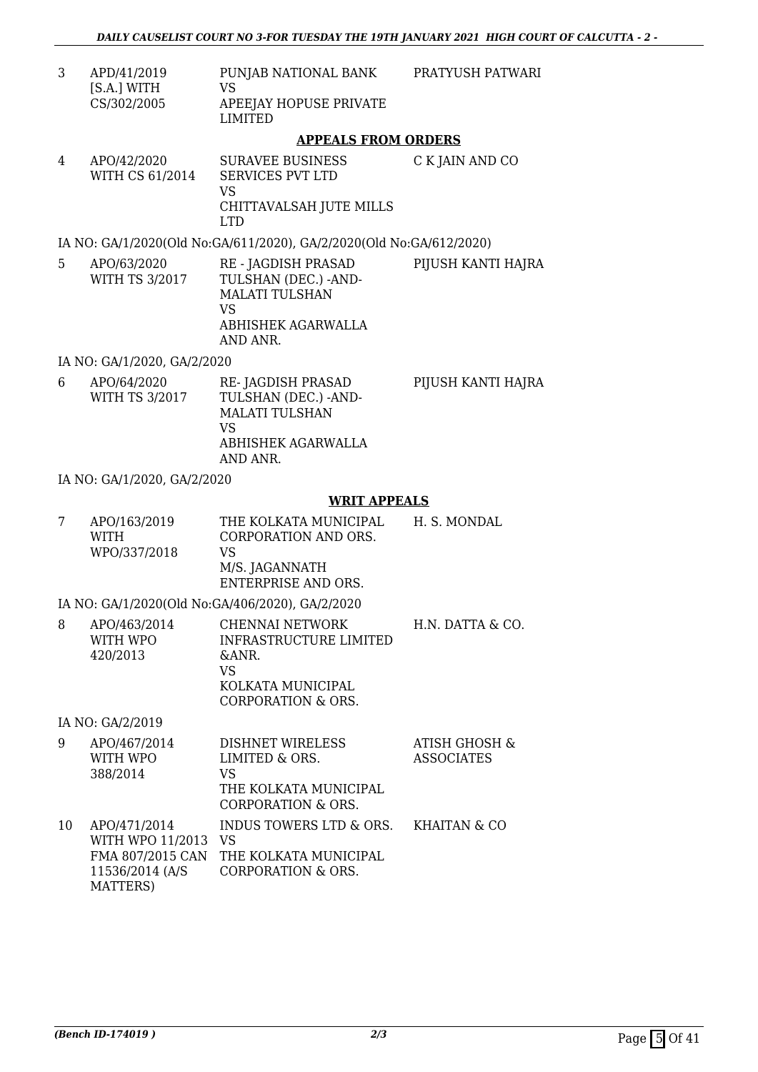| | | | |
|---|---|---|---|
| 3 | APD/41/2019 [S.A.] WITH CS/302/2005 | PUNJAB NATIONAL BANK VS APEEJAY HOPUSE PRIVATE LIMITED | PRATYUSH PATWARI |

## APPEALS FROM ORDERS

| | | | |
|---|---|---|---|
| 4 | APO/42/2020 WITH CS 61/2014 | SURAVEE BUSINESS SERVICES PVT LTD VS CHITTAVALSAH JUTE MILLS LTD | C K JAIN AND CO |

IA NO: GA/1/2020(Old No:GA/611/2020), GA/2/2020(Old No:GA/612/2020)

| | | | |
|---|---|---|---|
| 5 | APO/63/2020 WITH TS 3/2017 | RE - JAGDISH PRASAD TULSHAN (DEC.) -AND- MALATI TULSHAN VS ABHISHEK AGARWALLA AND ANR. | PIJUSH KANTI HAJRA |

IA NO: GA/1/2020, GA/2/2020

| | | | |
|---|---|---|---|
| 6 | APO/64/2020 WITH TS 3/2017 | RE- JAGDISH PRASAD TULSHAN (DEC.) -AND- MALATI TULSHAN VS ABHISHEK AGARWALLA AND ANR. | PIJUSH KANTI HAJRA |

IA NO: GA/1/2020, GA/2/2020

## WRIT APPEALS

| | | | |
|---|---|---|---|
| 7 | APO/163/2019 WITH WPO/337/2018 | THE KOLKATA MUNICIPAL CORPORATION AND ORS. VS M/S. JAGANNATH ENTERPRISE AND ORS. | H. S. MONDAL |

IA NO: GA/1/2020(Old No:GA/406/2020), GA/2/2020

| | | | |
|---|---|---|---|
| 8 | APO/463/2014 WITH WPO 420/2013 | CHENNAI NETWORK INFRASTRUCTURE LIMITED &ANR. VS KOLKATA MUNICIPAL CORPORATION & ORS. | H.N. DATTA & CO. |

IA NO: GA/2/2019

| | | | |
|---|---|---|---|
| 9 | APO/467/2014 WITH WPO 388/2014 | DISHNET WIRELESS LIMITED & ORS. VS THE KOLKATA MUNICIPAL CORPORATION & ORS. | ATISH GHOSH & ASSOCIATES |
| 10 | APO/471/2014 WITH WPO 11/2013 FMA 807/2015 CAN 11536/2014 (A/S MATTERS) | INDUS TOWERS LTD & ORS. VS THE KOLKATA MUNICIPAL CORPORATION & ORS. | KHAITAN & CO |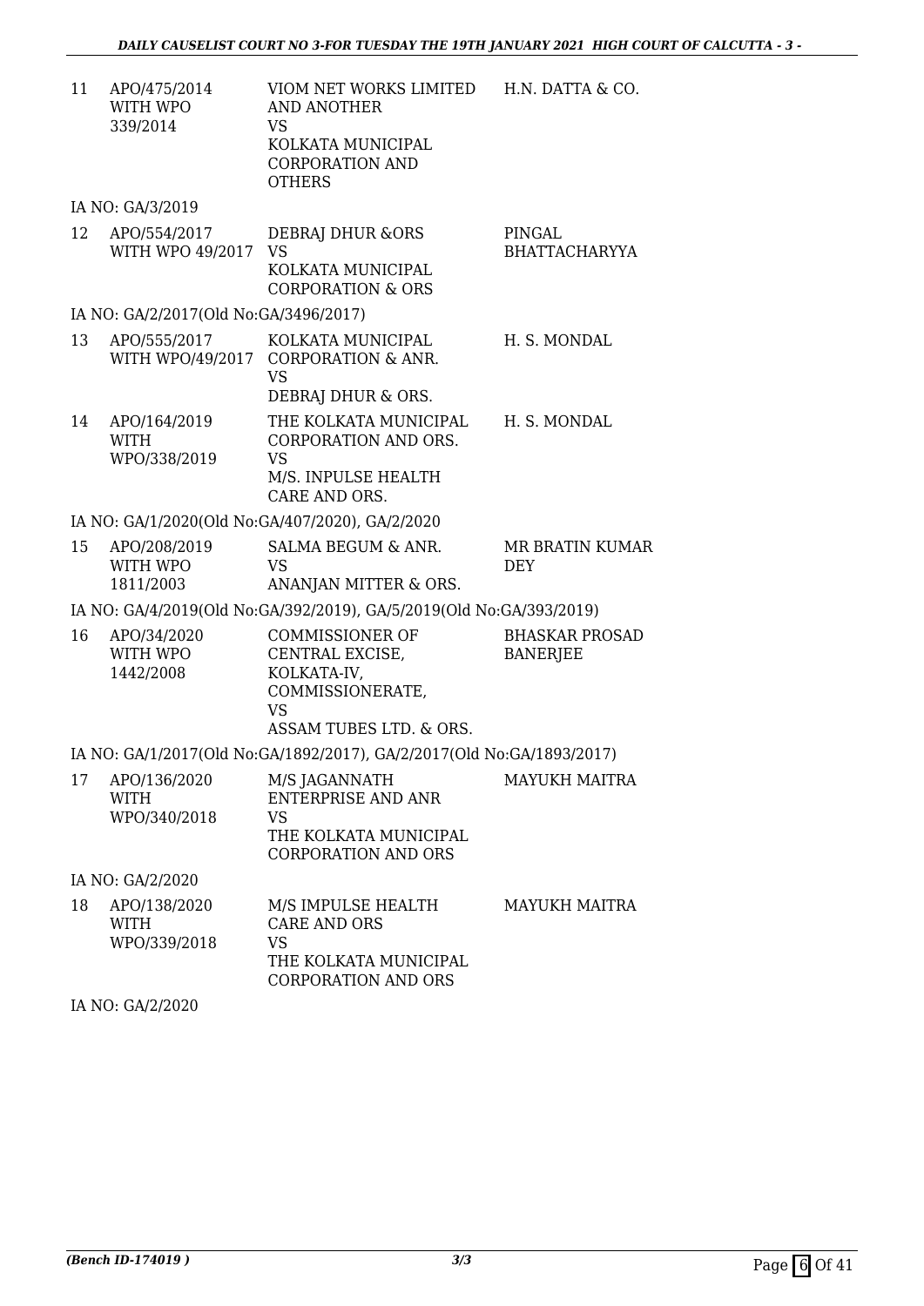| | | | |
|---|---|---|---|
| 11 | APO/475/2014 WITH WPO 339/2014 | VIOM NET WORKS LIMITED AND ANOTHER VS KOLKATA MUNICIPAL CORPORATION AND OTHERS | H.N. DATTA & CO. |

IA NO: GA/3/2019

| | | | |
|---|---|---|---|
| 12 | APO/554/2017 WITH WPO 49/2017 | DEBRAJ DHUR &ORS VS KOLKATA MUNICIPAL CORPORATION & ORS | PINGAL BHATTACHARYYA |

IA NO: GA/2/2017(Old No:GA/3496/2017)

| | | | |
|---|---|---|---|
| 13 | APO/555/2017 WITH WPO/49/2017 | KOLKATA MUNICIPAL CORPORATION & ANR. VS DEBRAJ DHUR & ORS. | H. S. MONDAL |
| 14 | APO/164/2019 WITH WPO/338/2019 | THE KOLKATA MUNICIPAL CORPORATION AND ORS. VS M/S. INPULSE HEALTH CARE AND ORS. | H. S. MONDAL |

IA NO: GA/1/2020(Old No:GA/407/2020), GA/2/2020

| | | | |
|---|---|---|---|
| 15 | APO/208/2019 WITH WPO 1811/2003 | SALMA BEGUM & ANR. VS ANANJAN MITTER & ORS. | MR BRATIN KUMAR DEY |

IA NO: GA/4/2019(Old No:GA/392/2019), GA/5/2019(Old No:GA/393/2019)

| | | | |
|---|---|---|---|
| 16 | APO/34/2020 WITH WPO 1442/2008 | COMMISSIONER OF CENTRAL EXCISE, KOLKATA-IV, COMMISSIONERATE, VS ASSAM TUBES LTD. & ORS. | BHASKAR PROSAD BANERJEE |

IA NO: GA/1/2017(Old No:GA/1892/2017), GA/2/2017(Old No:GA/1893/2017)

| | | | |
|---|---|---|---|
| 17 | APO/136/2020 WITH WPO/340/2018 | M/S JAGANNATH ENTERPRISE AND ANR VS THE KOLKATA MUNICIPAL CORPORATION AND ORS | MAYUKH MAITRA |

IA NO: GA/2/2020

| | | | |
|---|---|---|---|
| 18 | APO/138/2020 WITH WPO/339/2018 | M/S IMPULSE HEALTH CARE AND ORS VS THE KOLKATA MUNICIPAL CORPORATION AND ORS | MAYUKH MAITRA |

IA NO: GA/2/2020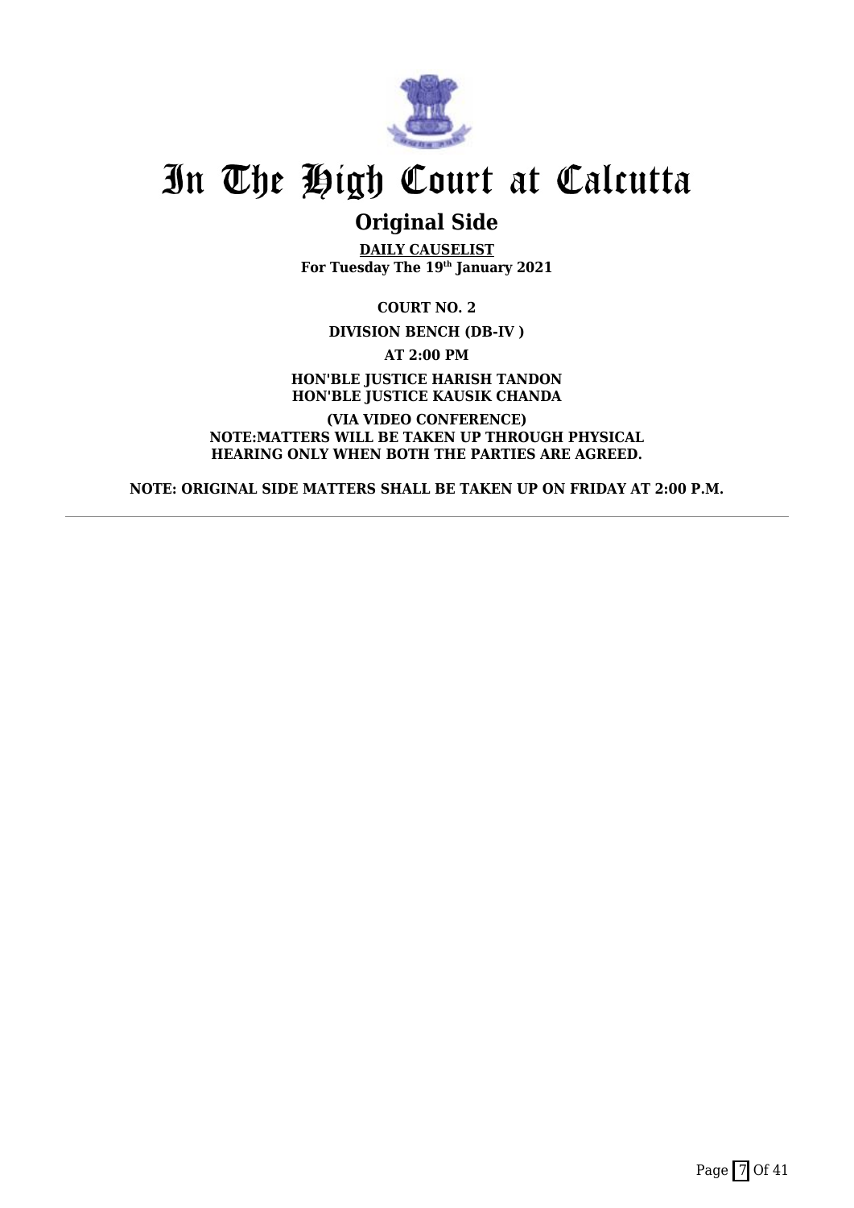# In The High Court at Calcutta

## Original Side

**DAILY CAUSELIST**
**For Tuesday The 19th January 2021**

**COURT NO. 2**

**DIVISION BENCH (DB-IV )**

**AT 2:00 PM**

**HON'BLE JUSTICE HARISH TANDON**
**HON'BLE JUSTICE KAUSIK CHANDA**

**(VIA VIDEO CONFERENCE)**
**NOTE:MATTERS WILL BE TAKEN UP THROUGH PHYSICAL HEARING ONLY WHEN BOTH THE PARTIES ARE AGREED.**

**NOTE: ORIGINAL SIDE MATTERS SHALL BE TAKEN UP ON FRIDAY AT 2:00 P.M.**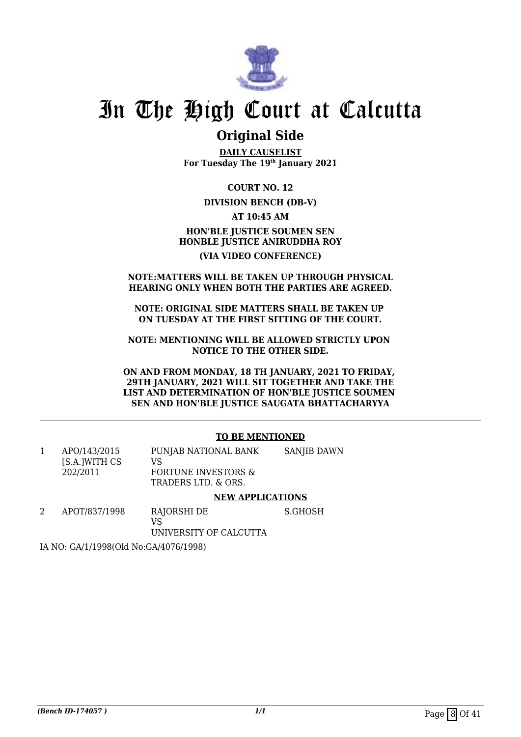# In The High Court at Calcutta

## Original Side

**DAILY CAUSELIST**
**For Tuesday The 19th January 2021**

**COURT NO. 12**

**DIVISION BENCH (DB-V)**

**AT 10:45 AM**

**HON'BLE JUSTICE SOUMEN SEN**
**HONBLE JUSTICE ANIRUDDHA ROY**

**(VIA VIDEO CONFERENCE)**

**NOTE:MATTERS WILL BE TAKEN UP THROUGH PHYSICAL HEARING ONLY WHEN BOTH THE PARTIES ARE AGREED.**

**NOTE: ORIGINAL SIDE MATTERS SHALL BE TAKEN UP ON TUESDAY AT THE FIRST SITTING OF THE COURT.**

**NOTE: MENTIONING WILL BE ALLOWED STRICTLY UPON NOTICE TO THE OTHER SIDE.**

**ON AND FROM MONDAY, 18 TH JANUARY, 2021 TO FRIDAY, 29TH JANUARY, 2021 WILL SIT TOGETHER AND TAKE THE LIST AND DETERMINATION OF HON'BLE JUSTICE SOUMEN SEN AND HON'BLE JUSTICE SAUGATA BHATTACHARYYA**

---

**TO BE MENTIONED**

| | | | |
|---|---|---|---|
| 1 | APO/143/2015 [S.A.]WITH CS 202/2011 | PUNJAB NATIONAL BANK VS FORTUNE INVESTORS & TRADERS LTD. & ORS. | SANJIB DAWN |

**NEW APPLICATIONS**

| | | | |
|---|---|---|---|
| 2 | APOT/837/1998 | RAJORSHI DE VS UNIVERSITY OF CALCUTTA | S.GHOSH |

IA NO: GA/1/1998(Old No:GA/4076/1998)

*(Bench ID-174057 )*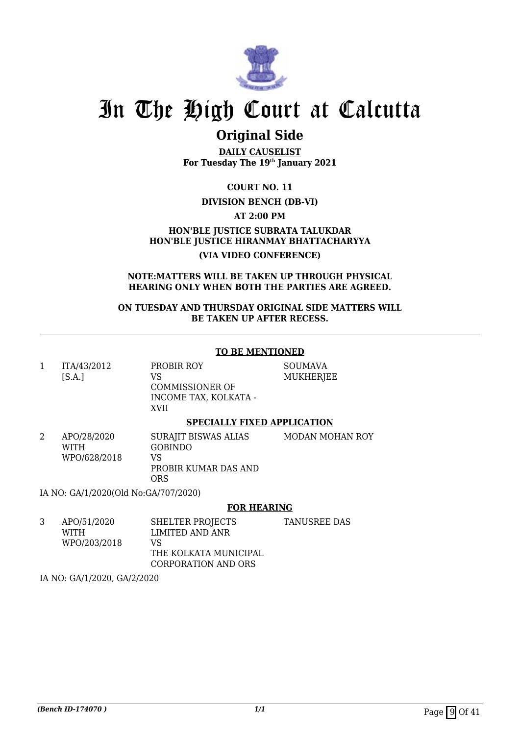# In The High Court at Calcutta

## Original Side

**DAILY CAUSELIST**
**For Tuesday The 19th January 2021**

**COURT NO. 11**

**DIVISION BENCH (DB-VI)**

**AT 2:00 PM**

**HON'BLE JUSTICE SUBRATA TALUKDAR**
**HON'BLE JUSTICE HIRANMAY BHATTACHARYYA**

**(VIA VIDEO CONFERENCE)**

**NOTE:MATTERS WILL BE TAKEN UP THROUGH PHYSICAL HEARING ONLY WHEN BOTH THE PARTIES ARE AGREED.**

**ON TUESDAY AND THURSDAY ORIGINAL SIDE MATTERS WILL BE TAKEN UP AFTER RECESS.**

---

**TO BE MENTIONED**

| | | | |
|---|---|---|---|
| 1 | ITA/43/2012 [S.A.] | PROBIR ROY VS COMMISSIONER OF INCOME TAX, KOLKATA - XVII | SOUMAVA MUKHERJEE |

**SPECIALLY FIXED APPLICATION**

| | | | |
|---|---|---|---|
| 2 | APO/28/2020 WITH WPO/628/2018 | SURAJIT BISWAS ALIAS GOBINDO VS PROBIR KUMAR DAS AND ORS | MODAN MOHAN ROY |

IA NO: GA/1/2020(Old No:GA/707/2020)

**FOR HEARING**

| | | | |
|---|---|---|---|
| 3 | APO/51/2020 WITH WPO/203/2018 | SHELTER PROJECTS LIMITED AND ANR VS THE KOLKATA MUNICIPAL CORPORATION AND ORS | TANUSREE DAS |

IA NO: GA/1/2020, GA/2/2020

*(Bench ID-174070 )*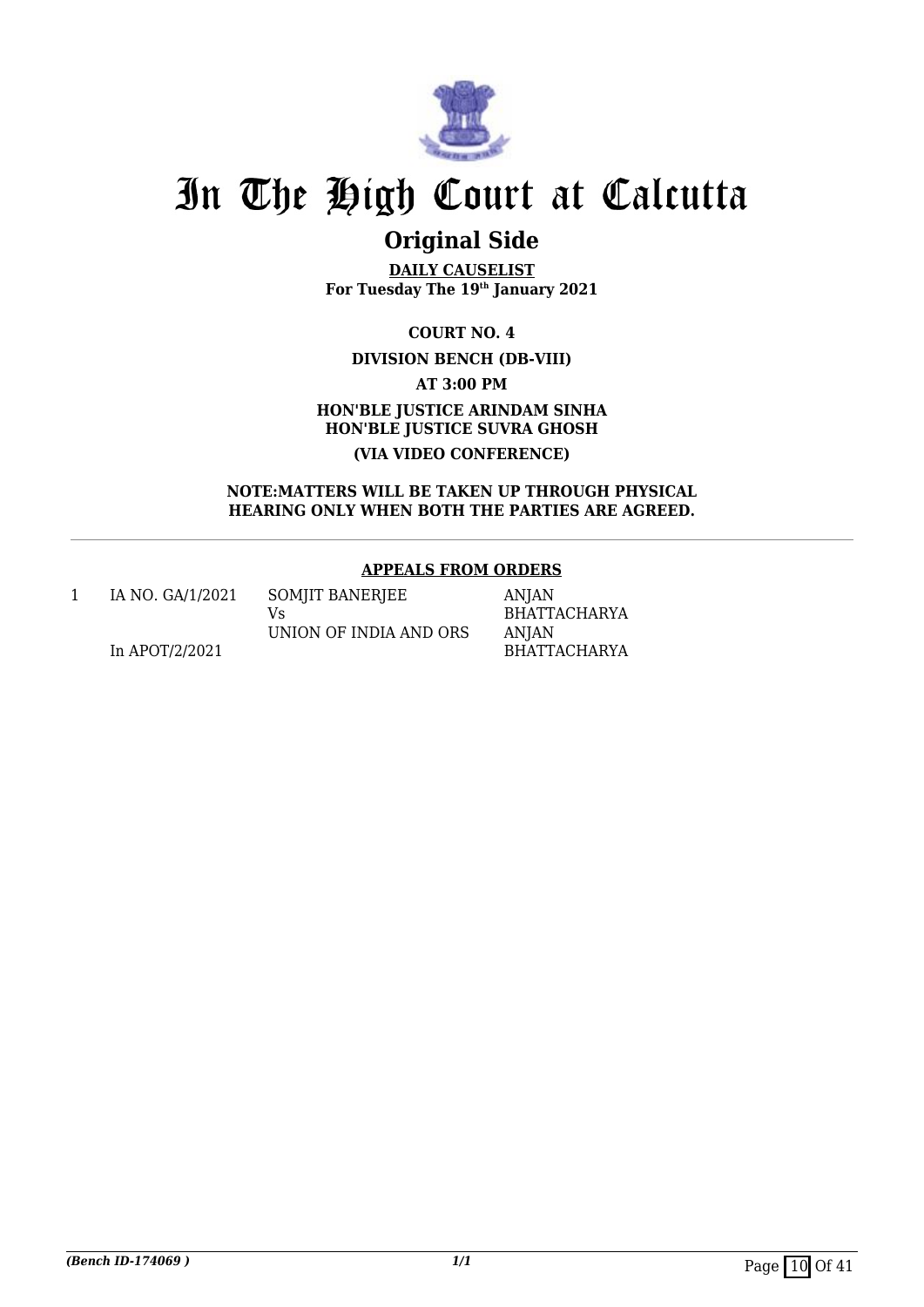# In The High Court at Calcutta

## Original Side

**DAILY CAUSELIST**
**For Tuesday The 19th January 2021**

**COURT NO. 4**

**DIVISION BENCH (DB-VIII)**

**AT 3:00 PM**

**HON'BLE JUSTICE ARINDAM SINHA**
**HON'BLE JUSTICE SUVRA GHOSH**

**(VIA VIDEO CONFERENCE)**

**NOTE:MATTERS WILL BE TAKEN UP THROUGH PHYSICAL HEARING ONLY WHEN BOTH THE PARTIES ARE AGREED.**

**APPEALS FROM ORDERS**

| | | | |
|---|---|---|---|
| 1 | IA NO. GA/1/2021<br><br>In APOT/2/2021 | SOMJIT BANERJEE<br>Vs<br>UNION OF INDIA AND ORS | ANJAN BHATTACHARYA<br>ANJAN BHATTACHARYA |

*(Bench ID-174069 )* 1/1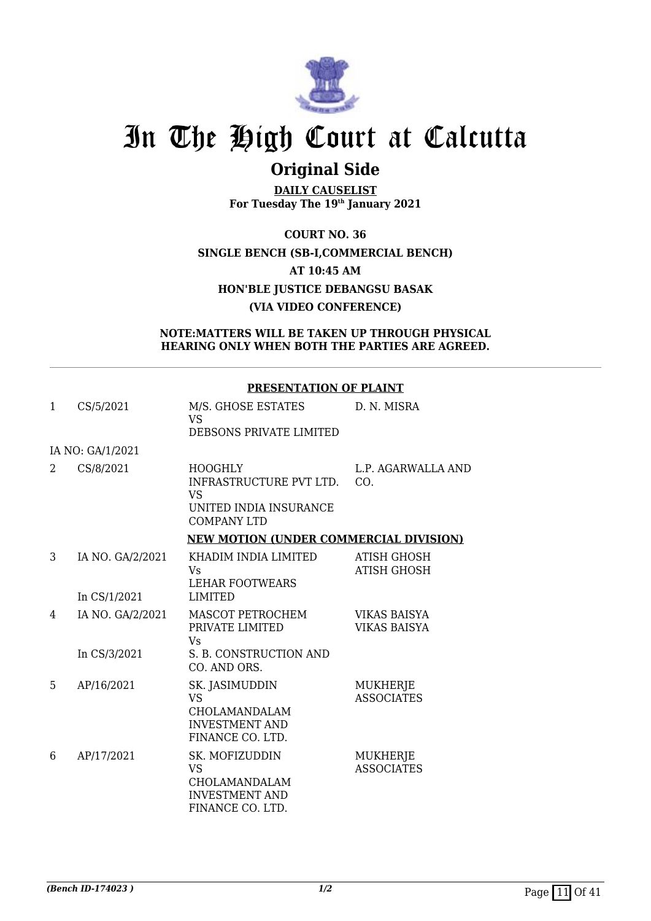# In The High Court at Calcutta

## Original Side

**DAILY CAUSELIST**
**For Tuesday The 19th January 2021**

**COURT NO. 36**
**SINGLE BENCH (SB-I,COMMERCIAL BENCH)**
**AT 10:45 AM**
**HON'BLE JUSTICE DEBANGSU BASAK**
**(VIA VIDEO CONFERENCE)**

**NOTE:MATTERS WILL BE TAKEN UP THROUGH PHYSICAL HEARING ONLY WHEN BOTH THE PARTIES ARE AGREED.**

### PRESENTATION OF PLAINT

| | | | |
|---|---|---|---|
| 1 | CS/5/2021 | M/S. GHOSE ESTATES<br>VS<br>DEBSONS PRIVATE LIMITED | D. N. MISRA |
| | IA NO: GA/1/2021 | | |
| 2 | CS/8/2021 | HOOGHLY INFRASTRUCTURE PVT LTD.<br>VS<br>UNITED INDIA INSURANCE COMPANY LTD | L.P. AGARWALLA AND CO. |

### NEW MOTION (UNDER COMMERCIAL DIVISION)

| | | | |
|---|---|---|---|
| 3 | IA NO. GA/2/2021<br><br>In CS/1/2021 | KHADIM INDIA LIMITED<br>Vs<br>LEHAR FOOTWEARS LIMITED | ATISH GHOSH<br>ATISH GHOSH |
| 4 | IA NO. GA/2/2021<br><br>In CS/3/2021 | MASCOT PETROCHEM PRIVATE LIMITED<br>Vs<br>S. B. CONSTRUCTION AND CO. AND ORS. | VIKAS BAISYA<br>VIKAS BAISYA |
| 5 | AP/16/2021 | SK. JASIMUDDIN<br>VS<br>CHOLAMANDALAM INVESTMENT AND FINANCE CO. LTD. | MUKHERJE ASSOCIATES |
| 6 | AP/17/2021 | SK. MOFIZUDDIN<br>VS<br>CHOLAMANDALAM INVESTMENT AND FINANCE CO. LTD. | MUKHERJE ASSOCIATES |

*(Bench ID-174023 )* *1/2*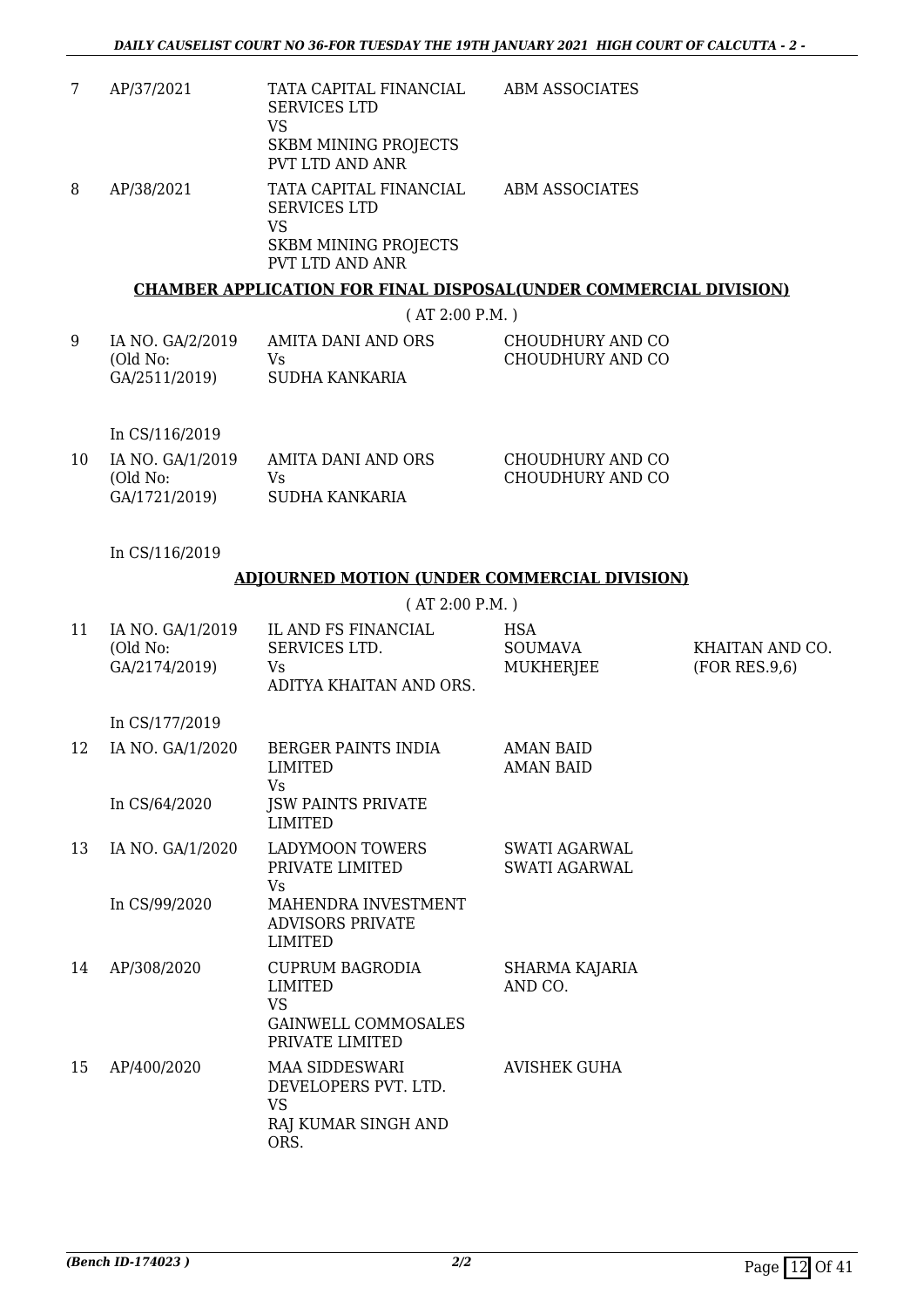| | | | | |
|---|---|---|---|---|
| 7 | AP/37/2021 | TATA CAPITAL FINANCIAL SERVICES LTD<br>VS<br>SKBM MINING PROJECTS PVT LTD AND ANR | ABM ASSOCIATES | |
| 8 | AP/38/2021 | TATA CAPITAL FINANCIAL SERVICES LTD<br>VS<br>SKBM MINING PROJECTS PVT LTD AND ANR | ABM ASSOCIATES | |

**CHAMBER APPLICATION FOR FINAL DISPOSAL(UNDER COMMERCIAL DIVISION)**

( AT 2:00 P.M. )

| | | | | |
|---|---|---|---|---|
| 9 | IA NO. GA/2/2019<br>(Old No: GA/2511/2019)<br><br>In CS/116/2019 | AMITA DANI AND ORS<br>Vs<br>SUDHA KANKARIA | CHOUDHURY AND CO<br>CHOUDHURY AND CO | |
| 10 | IA NO. GA/1/2019<br>(Old No: GA/1721/2019)<br><br>In CS/116/2019 | AMITA DANI AND ORS<br>Vs<br>SUDHA KANKARIA | CHOUDHURY AND CO<br>CHOUDHURY AND CO | |

**ADJOURNED MOTION (UNDER COMMERCIAL DIVISION)**

( AT 2:00 P.M. )

| | | | | |
|---|---|---|---|---|
| 11 | IA NO. GA/1/2019<br>(Old No: GA/2174/2019)<br><br>In CS/177/2019 | IL AND FS FINANCIAL SERVICES LTD.<br>Vs<br>ADITYA KHAITAN AND ORS. | HSA<br>SOUMAVA MUKHERJEE | KHAITAN AND CO. (FOR RES.9,6) |
| 12 | IA NO. GA/1/2020<br><br>In CS/64/2020 | BERGER PAINTS INDIA LIMITED<br>Vs<br>JSW PAINTS PRIVATE LIMITED | AMAN BAID<br>AMAN BAID | |
| 13 | IA NO. GA/1/2020<br><br>In CS/99/2020 | LADYMOON TOWERS PRIVATE LIMITED<br>Vs<br>MAHENDRA INVESTMENT ADVISORS PRIVATE LIMITED | SWATI AGARWAL<br>SWATI AGARWAL | |
| 14 | AP/308/2020 | CUPRUM BAGRODIA LIMITED<br>VS<br>GAINWELL COMMOSALES PRIVATE LIMITED | SHARMA KAJARIA AND CO. | |
| 15 | AP/400/2020 | MAA SIDDESWARI DEVELOPERS PVT. LTD.<br>VS<br>RAJ KUMAR SINGH AND ORS. | AVISHEK GUHA | |

*(Bench ID-174023 )* 2/2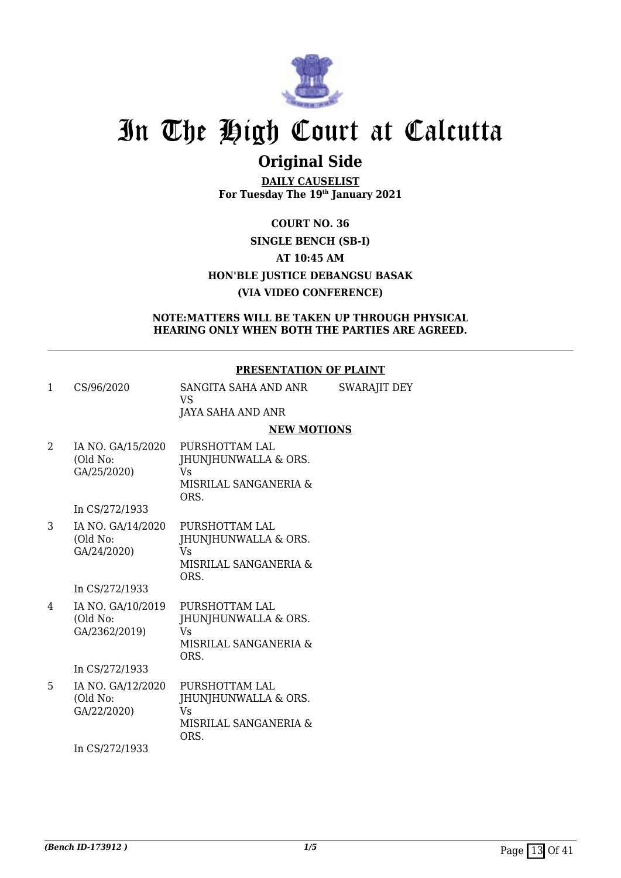# In The High Court at Calcutta

## Original Side

**DAILY CAUSELIST**
**For Tuesday The 19th January 2021**

**COURT NO. 36**
**SINGLE BENCH (SB-I)**
**AT 10:45 AM**
**HON'BLE JUSTICE DEBANGSU BASAK**
**(VIA VIDEO CONFERENCE)**

**NOTE:MATTERS WILL BE TAKEN UP THROUGH PHYSICAL HEARING ONLY WHEN BOTH THE PARTIES ARE AGREED.**

**PRESENTATION OF PLAINT**

| | | | |
|---|---|---|---|
| 1 | CS/96/2020 | SANGITA SAHA AND ANR VS JAYA SAHA AND ANR | SWARAJIT DEY |

**NEW MOTIONS**

| | | | |
|---|---|---|---|
| 2 | IA NO. GA/15/2020 (Old No: GA/25/2020) In CS/272/1933 | PURSHOTTAM LAL JHUNJHUNWALLA & ORS. Vs MISRILAL SANGANERIA & ORS. | |
| 3 | IA NO. GA/14/2020 (Old No: GA/24/2020) In CS/272/1933 | PURSHOTTAM LAL JHUNJHUNWALLA & ORS. Vs MISRILAL SANGANERIA & ORS. | |
| 4 | IA NO. GA/10/2019 (Old No: GA/2362/2019) In CS/272/1933 | PURSHOTTAM LAL JHUNJHUNWALLA & ORS. Vs MISRILAL SANGANERIA & ORS. | |
| 5 | IA NO. GA/12/2020 (Old No: GA/22/2020) In CS/272/1933 | PURSHOTTAM LAL JHUNJHUNWALLA & ORS. Vs MISRILAL SANGANERIA & ORS. | |

*(Bench ID-173912 )*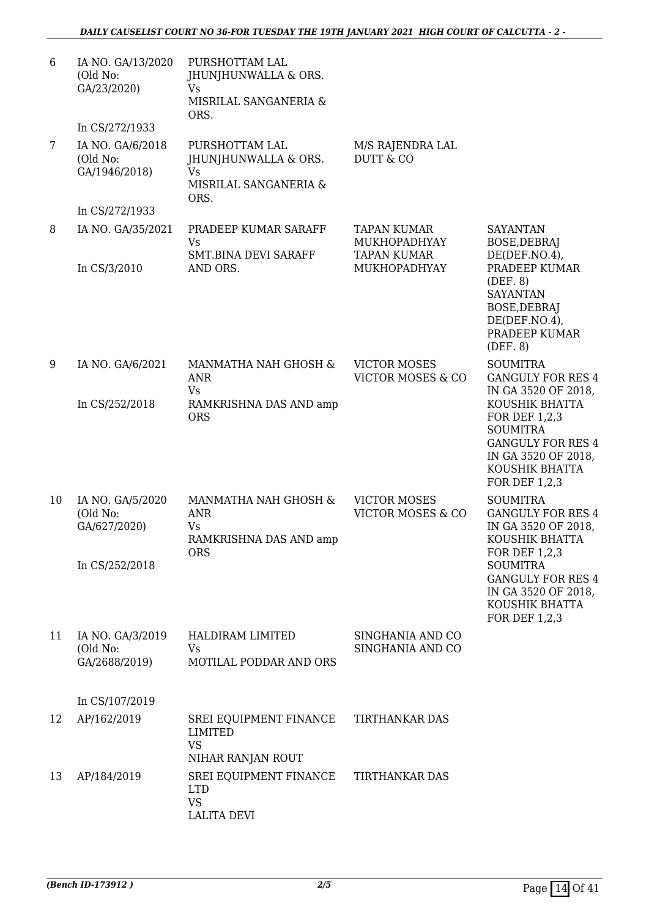| | | | | |
|---|---|---|---|---|
| 6 | IA NO. GA/13/2020 (Old No: GA/23/2020) In CS/272/1933 | PURSHOTTAM LAL JHUNJHUNWALLA & ORS. Vs MISRILAL SANGANERIA & ORS. | | |
| 7 | IA NO. GA/6/2018 (Old No: GA/1946/2018) In CS/272/1933 | PURSHOTTAM LAL JHUNJHUNWALLA & ORS. Vs MISRILAL SANGANERIA & ORS. | M/S RAJENDRA LAL DUTT & CO | |
| 8 | IA NO. GA/35/2021 In CS/3/2010 | PRADEEP KUMAR SARAFF Vs SMT.BINA DEVI SARAFF AND ORS. | TAPAN KUMAR MUKHOPADHYAY TAPAN KUMAR MUKHOPADHYAY | SAYANTAN BOSE,DEBRAJ DE(DEF.NO.4), PRADEEP KUMAR (DEF. 8) SAYANTAN BOSE,DEBRAJ DE(DEF.NO.4), PRADEEP KUMAR (DEF. 8) |
| 9 | IA NO. GA/6/2021 In CS/252/2018 | MANMATHA NAH GHOSH & ANR Vs RAMKRISHNA DAS AND amp ORS | VICTOR MOSES VICTOR MOSES & CO | SOUMITRA GANGULY FOR RES 4 IN GA 3520 OF 2018, KOUSHIK BHATTA FOR DEF 1,2,3 SOUMITRA GANGULY FOR RES 4 IN GA 3520 OF 2018, KOUSHIK BHATTA FOR DEF 1,2,3 |
| 10 | IA NO. GA/5/2020 (Old No: GA/627/2020) In CS/252/2018 | MANMATHA NAH GHOSH & ANR Vs RAMKRISHNA DAS AND amp ORS | VICTOR MOSES VICTOR MOSES & CO | SOUMITRA GANGULY FOR RES 4 IN GA 3520 OF 2018, KOUSHIK BHATTA FOR DEF 1,2,3 SOUMITRA GANGULY FOR RES 4 IN GA 3520 OF 2018, KOUSHIK BHATTA FOR DEF 1,2,3 |
| 11 | IA NO. GA/3/2019 (Old No: GA/2688/2019) In CS/107/2019 | HALDIRAM LIMITED Vs MOTILAL PODDAR AND ORS | SINGHANIA AND CO SINGHANIA AND CO | |
| 12 | AP/162/2019 | SREI EQUIPMENT FINANCE LIMITED VS NIHAR RANJAN ROUT | TIRTHANKAR DAS | |
| 13 | AP/184/2019 | SREI EQUIPMENT FINANCE LTD VS LALITA DEVI | TIRTHANKAR DAS | |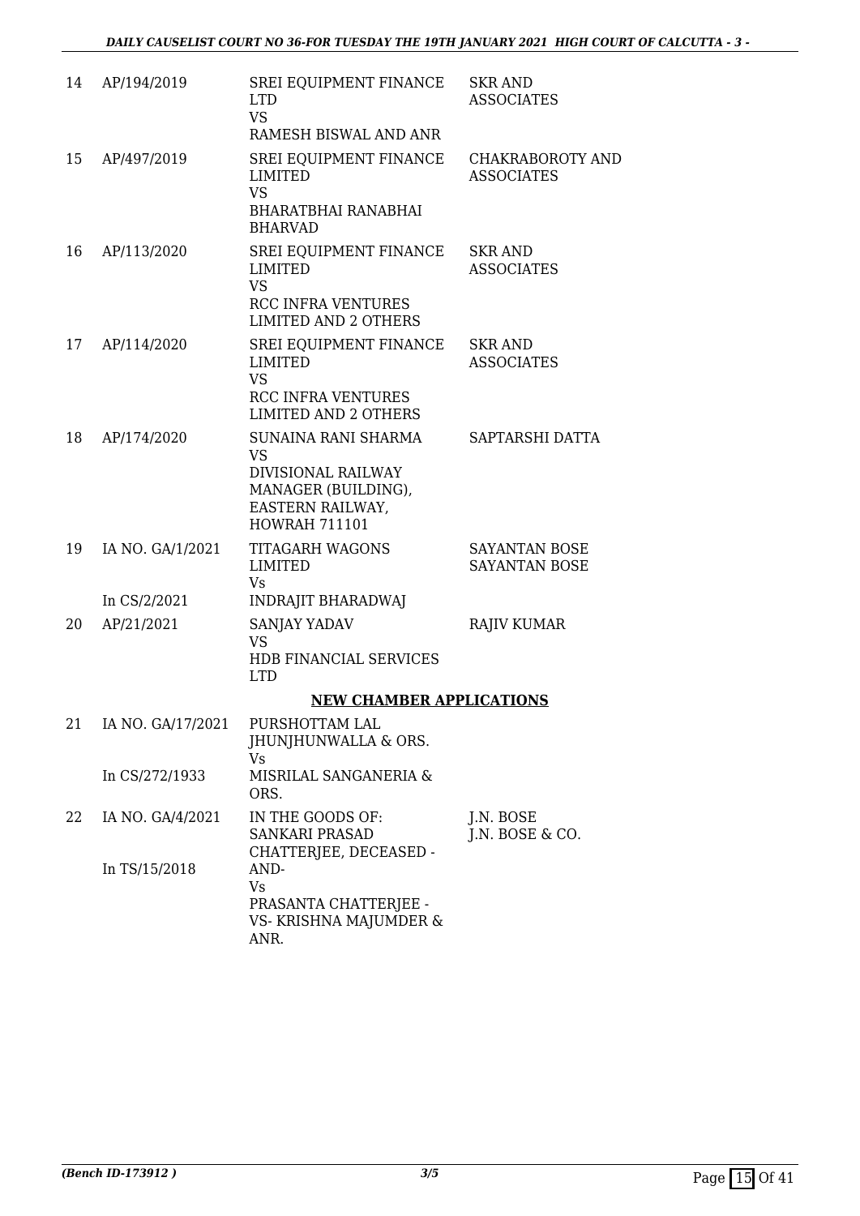| | | | |
|---|---|---|---|
| 14 | AP/194/2019 | SREI EQUIPMENT FINANCE LTD<br>VS<br>RAMESH BISWAL AND ANR | SKR AND ASSOCIATES |
| 15 | AP/497/2019 | SREI EQUIPMENT FINANCE LIMITED<br>VS<br>BHARATBHAI RANABHAI BHARVAD | CHAKRABOROTY AND ASSOCIATES |
| 16 | AP/113/2020 | SREI EQUIPMENT FINANCE LIMITED<br>VS<br>RCC INFRA VENTURES LIMITED AND 2 OTHERS | SKR AND ASSOCIATES |
| 17 | AP/114/2020 | SREI EQUIPMENT FINANCE LIMITED<br>VS<br>RCC INFRA VENTURES LIMITED AND 2 OTHERS | SKR AND ASSOCIATES |
| 18 | AP/174/2020 | SUNAINA RANI SHARMA<br>VS<br>DIVISIONAL RAILWAY MANAGER (BUILDING), EASTERN RAILWAY, HOWRAH 711101 | SAPTARSHI DATTA |
| 19 | IA NO. GA/1/2021<br><br>In CS/2/2021 | TITAGARH WAGONS LIMITED<br>Vs<br>INDRAJIT BHARADWAJ | SAYANTAN BOSE<br>SAYANTAN BOSE |
| 20 | AP/21/2021 | SANJAY YADAV<br>VS<br>HDB FINANCIAL SERVICES LTD | RAJIV KUMAR |

## NEW CHAMBER APPLICATIONS

| | | | |
|---|---|---|---|
| 21 | IA NO. GA/17/2021<br><br>In CS/272/1933 | PURSHOTTAM LAL JHUNJHUNWALLA & ORS.<br>Vs<br>MISRILAL SANGANERIA & ORS. | |
| 22 | IA NO. GA/4/2021<br><br>In TS/15/2018 | IN THE GOODS OF: SANKARI PRASAD CHATTERJEE, DECEASED -AND-<br>Vs<br>PRASANTA CHATTERJEE -VS- KRISHNA MAJUMDER & ANR. | J.N. BOSE<br>J.N. BOSE & CO. |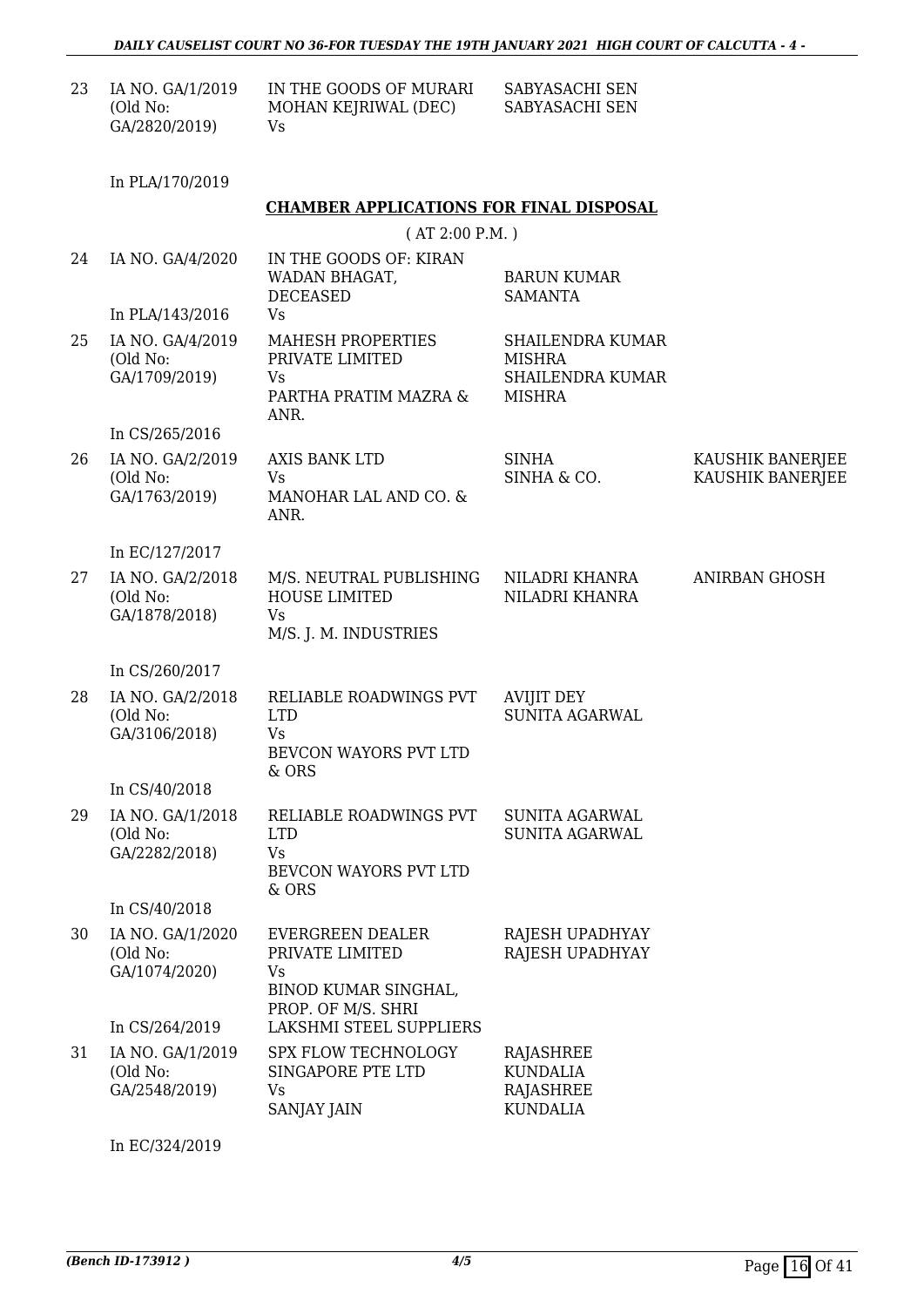| | | | | |
|---|---|---|---|---|
| 23 | IA NO. GA/1/2019 (Old No: GA/2820/2019) | IN THE GOODS OF MURARI MOHAN KEJRIWAL (DEC) Vs | SABYASACHI SEN SABYASACHI SEN | |
| | In PLA/170/2019 | | | |

**CHAMBER APPLICATIONS FOR FINAL DISPOSAL**

( AT 2:00 P.M. )

| | | | | |
|---|---|---|---|---|
| 24 | IA NO. GA/4/2020 In PLA/143/2016 | IN THE GOODS OF: KIRAN WADAN BHAGAT, DECEASED Vs | BARUN KUMAR SAMANTA | |
| 25 | IA NO. GA/4/2019 (Old No: GA/1709/2019) In CS/265/2016 | MAHESH PROPERTIES PRIVATE LIMITED Vs PARTHA PRATIM MAZRA & ANR. | SHAILENDRA KUMAR MISHRA SHAILENDRA KUMAR MISHRA | |
| 26 | IA NO. GA/2/2019 (Old No: GA/1763/2019) In EC/127/2017 | AXIS BANK LTD Vs MANOHAR LAL AND CO. & ANR. | SINHA SINHA & CO. | KAUSHIK BANERJEE KAUSHIK BANERJEE |
| 27 | IA NO. GA/2/2018 (Old No: GA/1878/2018) In CS/260/2017 | M/S. NEUTRAL PUBLISHING HOUSE LIMITED Vs M/S. J. M. INDUSTRIES | NILADRI KHANRA NILADRI KHANRA | ANIRBAN GHOSH |
| 28 | IA NO. GA/2/2018 (Old No: GA/3106/2018) In CS/40/2018 | RELIABLE ROADWINGS PVT LTD Vs BEVCON WAYORS PVT LTD & ORS | AVIJIT DEY SUNITA AGARWAL | |
| 29 | IA NO. GA/1/2018 (Old No: GA/2282/2018) In CS/40/2018 | RELIABLE ROADWINGS PVT LTD Vs BEVCON WAYORS PVT LTD & ORS | SUNITA AGARWAL SUNITA AGARWAL | |
| 30 | IA NO. GA/1/2020 (Old No: GA/1074/2020) In CS/264/2019 | EVERGREEN DEALER PRIVATE LIMITED Vs BINOD KUMAR SINGHAL, PROP. OF M/S. SHRI LAKSHMI STEEL SUPPLIERS | RAJESH UPADHYAY RAJESH UPADHYAY | |
| 31 | IA NO. GA/1/2019 (Old No: GA/2548/2019) In EC/324/2019 | SPX FLOW TECHNOLOGY SINGAPORE PTE LTD Vs SANJAY JAIN | RAJASHREE KUNDALIA RAJASHREE KUNDALIA | |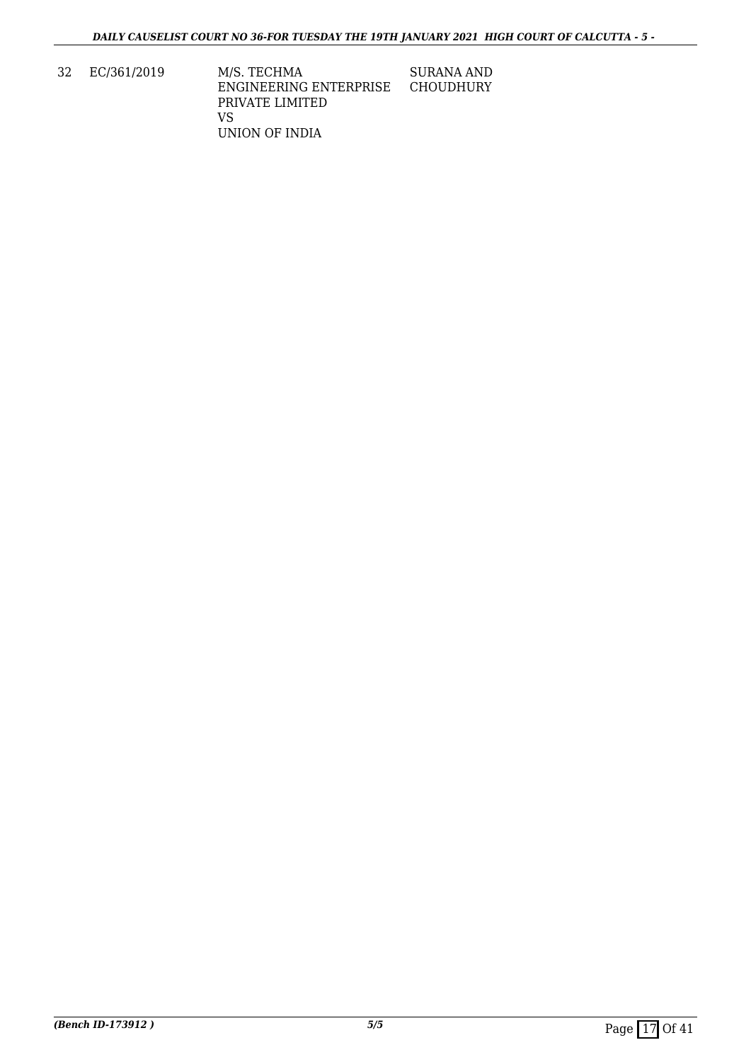| 32 | EC/361/2019 | M/S. TECHMA ENGINEERING ENTERPRISE PRIVATE LIMITED<br>VS<br>UNION OF INDIA | SURANA AND CHOUDHURY |
|---|---|---|---|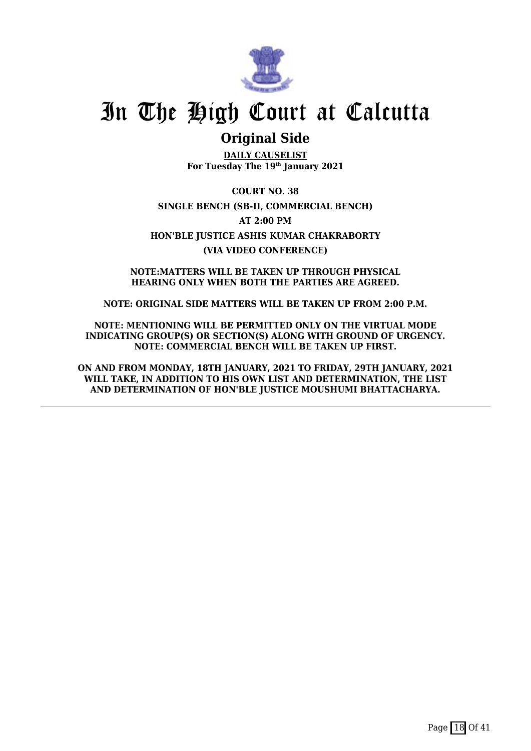# In The High Court at Calcutta

## Original Side

**DAILY CAUSELIST**
**For Tuesday The 19th January 2021**

**COURT NO. 38**

**SINGLE BENCH (SB-II, COMMERCIAL BENCH)**

**AT 2:00 PM**

**HON'BLE JUSTICE ASHIS KUMAR CHAKRABORTY**

**(VIA VIDEO CONFERENCE)**

**NOTE:MATTERS WILL BE TAKEN UP THROUGH PHYSICAL HEARING ONLY WHEN BOTH THE PARTIES ARE AGREED.**

**NOTE: ORIGINAL SIDE MATTERS WILL BE TAKEN UP FROM 2:00 P.M.**

**NOTE: MENTIONING WILL BE PERMITTED ONLY ON THE VIRTUAL MODE INDICATING GROUP(S) OR SECTION(S) ALONG WITH GROUND OF URGENCY.**
**NOTE: COMMERCIAL BENCH WILL BE TAKEN UP FIRST.**

**ON AND FROM MONDAY, 18TH JANUARY, 2021 TO FRIDAY, 29TH JANUARY, 2021 WILL TAKE, IN ADDITION TO HIS OWN LIST AND DETERMINATION, THE LIST AND DETERMINATION OF HON'BLE JUSTICE MOUSHUMI BHATTACHARYA.**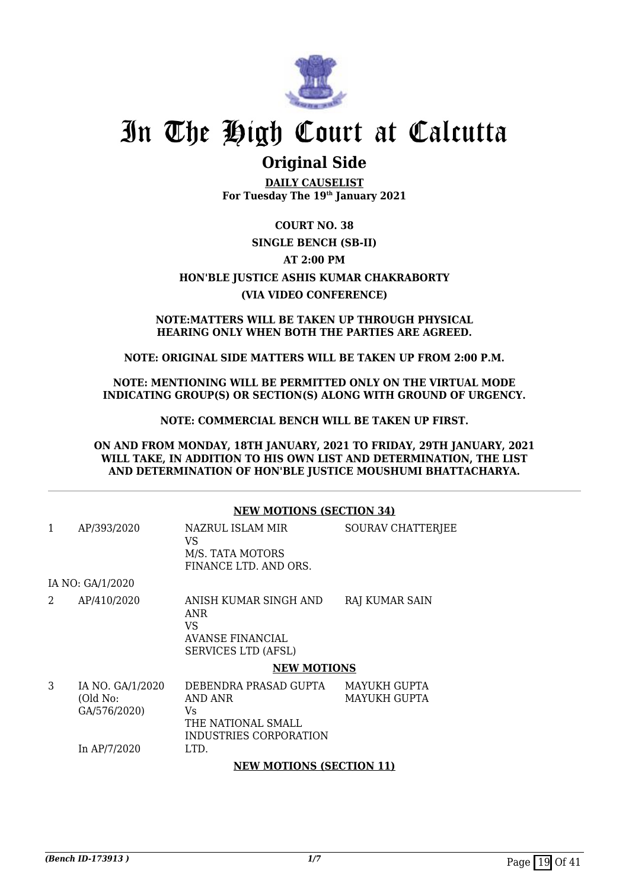# In The High Court at Calcutta

## Original Side

**DAILY CAUSELIST**
**For Tuesday The 19th January 2021**

**COURT NO. 38**

**SINGLE BENCH (SB-II)**

**AT 2:00 PM**

**HON'BLE JUSTICE ASHIS KUMAR CHAKRABORTY**

**(VIA VIDEO CONFERENCE)**

**NOTE:MATTERS WILL BE TAKEN UP THROUGH PHYSICAL HEARING ONLY WHEN BOTH THE PARTIES ARE AGREED.**

**NOTE: ORIGINAL SIDE MATTERS WILL BE TAKEN UP FROM 2:00 P.M.**

**NOTE: MENTIONING WILL BE PERMITTED ONLY ON THE VIRTUAL MODE INDICATING GROUP(S) OR SECTION(S) ALONG WITH GROUND OF URGENCY.**

**NOTE: COMMERCIAL BENCH WILL BE TAKEN UP FIRST.**

**ON AND FROM MONDAY, 18TH JANUARY, 2021 TO FRIDAY, 29TH JANUARY, 2021 WILL TAKE, IN ADDITION TO HIS OWN LIST AND DETERMINATION, THE LIST AND DETERMINATION OF HON'BLE JUSTICE MOUSHUMI BHATTACHARYA.**

---

**NEW MOTIONS (SECTION 34)**

| | | | |
|---|---|---|---|
| 1 | AP/393/2020 | NAZRUL ISLAM MIR<br>VS<br>M/S. TATA MOTORS FINANCE LTD. AND ORS. | SOURAV CHATTERJEE |
| | IA NO: GA/1/2020 | | |
| 2 | AP/410/2020 | ANISH KUMAR SINGH AND ANR<br>VS<br>AVANSE FINANCIAL SERVICES LTD (AFSL) | RAJ KUMAR SAIN |

**NEW MOTIONS**

| | | | |
|---|---|---|---|
| 3 | IA NO. GA/1/2020<br>(Old No: GA/576/2020)<br><br>In AP/7/2020 | DEBENDRA PRASAD GUPTA AND ANR<br>Vs<br>THE NATIONAL SMALL INDUSTRIES CORPORATION LTD. | MAYUKH GUPTA<br>MAYUKH GUPTA |

**NEW MOTIONS (SECTION 11)**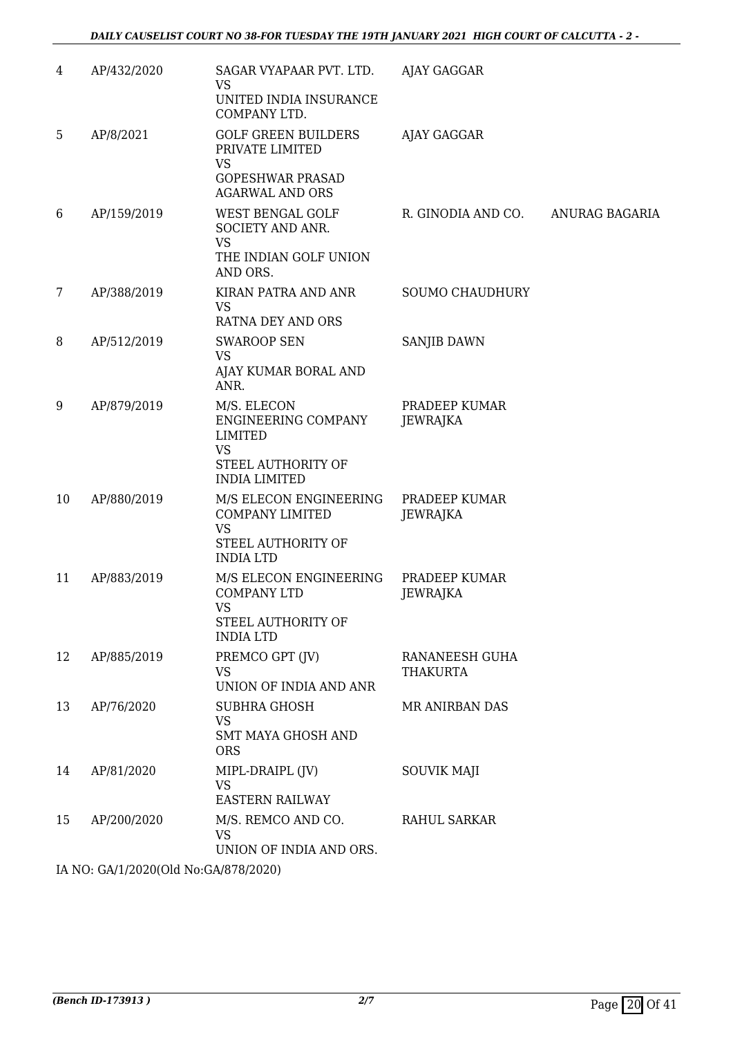| 4 | AP/432/2020 | SAGAR VYAPAAR PVT. LTD.<br>VS<br>UNITED INDIA INSURANCE COMPANY LTD. | AJAY GAGGAR | |
|---|---|---|---|---|
| 5 | AP/8/2021 | GOLF GREEN BUILDERS PRIVATE LIMITED<br>VS<br>GOPESHWAR PRASAD AGARWAL AND ORS | AJAY GAGGAR | |
| 6 | AP/159/2019 | WEST BENGAL GOLF SOCIETY AND ANR.<br>VS<br>THE INDIAN GOLF UNION AND ORS. | R. GINODIA AND CO. | ANURAG BAGARIA |
| 7 | AP/388/2019 | KIRAN PATRA AND ANR<br>VS<br>RATNA DEY AND ORS | SOUMO CHAUDHURY | |
| 8 | AP/512/2019 | SWAROOP SEN<br>VS<br>AJAY KUMAR BORAL AND ANR. | SANJIB DAWN | |
| 9 | AP/879/2019 | M/S. ELECON ENGINEERING COMPANY LIMITED<br>VS<br>STEEL AUTHORITY OF INDIA LIMITED | PRADEEP KUMAR JEWRAJKA | |
| 10 | AP/880/2019 | M/S ELECON ENGINEERING COMPANY LIMITED<br>VS<br>STEEL AUTHORITY OF INDIA LTD | PRADEEP KUMAR JEWRAJKA | |
| 11 | AP/883/2019 | M/S ELECON ENGINEERING COMPANY LTD<br>VS<br>STEEL AUTHORITY OF INDIA LTD | PRADEEP KUMAR JEWRAJKA | |
| 12 | AP/885/2019 | PREMCO GPT (JV)<br>VS<br>UNION OF INDIA AND ANR | RANANEESH GUHA THAKURTA | |
| 13 | AP/76/2020 | SUBHRA GHOSH<br>VS<br>SMT MAYA GHOSH AND ORS | MR ANIRBAN DAS | |
| 14 | AP/81/2020 | MIPL-DRAIPL (JV)<br>VS<br>EASTERN RAILWAY | SOUVIK MAJI | |
| 15 | AP/200/2020 | M/S. REMCO AND CO.<br>VS<br>UNION OF INDIA AND ORS. | RAHUL SARKAR | |

IA NO: GA/1/2020(Old No:GA/878/2020)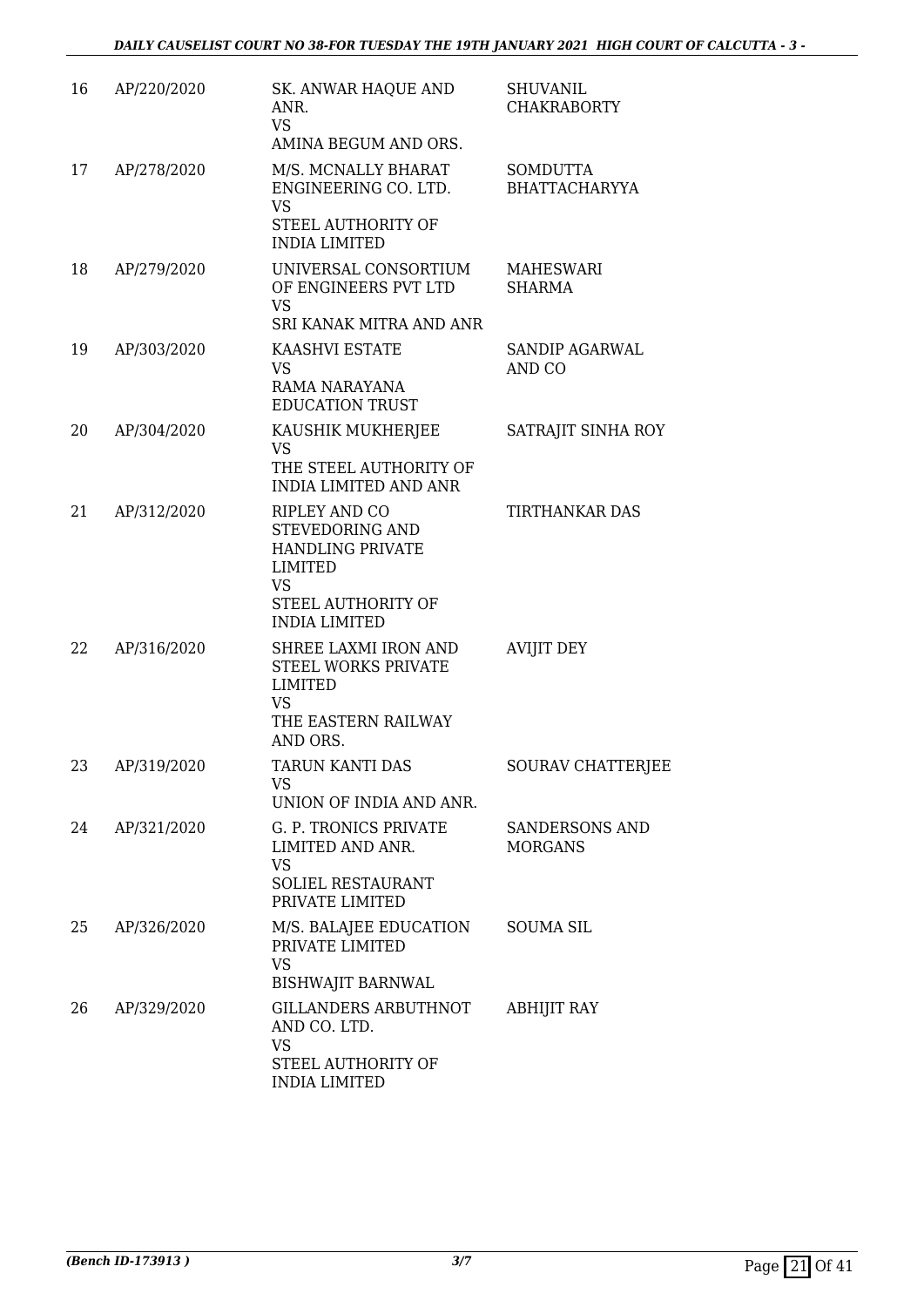| 16 | AP/220/2020 | SK. ANWAR HAQUE AND ANR.<br>VS<br>AMINA BEGUM AND ORS. | SHUVANIL CHAKRABORTY |
|---|---|---|---|
| 17 | AP/278/2020 | M/S. MCNALLY BHARAT ENGINEERING CO. LTD.<br>VS<br>STEEL AUTHORITY OF INDIA LIMITED | SOMDUTTA BHATTACHARYYA |
| 18 | AP/279/2020 | UNIVERSAL CONSORTIUM OF ENGINEERS PVT LTD<br>VS<br>SRI KANAK MITRA AND ANR | MAHESWARI SHARMA |
| 19 | AP/303/2020 | KAASHVI ESTATE<br>VS<br>RAMA NARAYANA EDUCATION TRUST | SANDIP AGARWAL AND CO |
| 20 | AP/304/2020 | KAUSHIK MUKHERJEE<br>VS<br>THE STEEL AUTHORITY OF INDIA LIMITED AND ANR | SATRAJIT SINHA ROY |
| 21 | AP/312/2020 | RIPLEY AND CO STEVEDORING AND HANDLING PRIVATE LIMITED<br>VS<br>STEEL AUTHORITY OF INDIA LIMITED | TIRTHANKAR DAS |
| 22 | AP/316/2020 | SHREE LAXMI IRON AND STEEL WORKS PRIVATE LIMITED<br>VS<br>THE EASTERN RAILWAY AND ORS. | AVIJIT DEY |
| 23 | AP/319/2020 | TARUN KANTI DAS<br>VS<br>UNION OF INDIA AND ANR. | SOURAV CHATTERJEE |
| 24 | AP/321/2020 | G. P. TRONICS PRIVATE LIMITED AND ANR.<br>VS<br>SOLIEL RESTAURANT PRIVATE LIMITED | SANDERSONS AND MORGANS |
| 25 | AP/326/2020 | M/S. BALAJEE EDUCATION PRIVATE LIMITED<br>VS<br>BISHWAJIT BARNWAL | SOUMA SIL |
| 26 | AP/329/2020 | GILLANDERS ARBUTHNOT AND CO. LTD.<br>VS<br>STEEL AUTHORITY OF INDIA LIMITED | ABHIJIT RAY |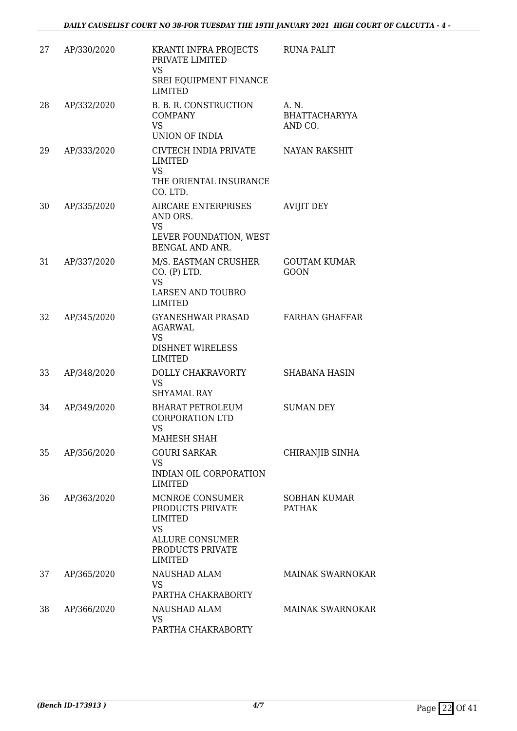| 27 | AP/330/2020 | KRANTI INFRA PROJECTS PRIVATE LIMITED VS SREI EQUIPMENT FINANCE LIMITED | RUNA PALIT |
|---|---|---|---|
| 28 | AP/332/2020 | B. B. R. CONSTRUCTION COMPANY VS UNION OF INDIA | A. N. BHATTACHARYYA AND CO. |
| 29 | AP/333/2020 | CIVTECH INDIA PRIVATE LIMITED VS THE ORIENTAL INSURANCE CO. LTD. | NAYAN RAKSHIT |
| 30 | AP/335/2020 | AIRCARE ENTERPRISES AND ORS. VS LEVER FOUNDATION, WEST BENGAL AND ANR. | AVIJIT DEY |
| 31 | AP/337/2020 | M/S. EASTMAN CRUSHER CO. (P) LTD. VS LARSEN AND TOUBRO LIMITED | GOUTAM KUMAR GOON |
| 32 | AP/345/2020 | GYANESHWAR PRASAD AGARWAL VS DISHNET WIRELESS LIMITED | FARHAN GHAFFAR |
| 33 | AP/348/2020 | DOLLY CHAKRAVORTY VS SHYAMAL RAY | SHABANA HASIN |
| 34 | AP/349/2020 | BHARAT PETROLEUM CORPORATION LTD VS MAHESH SHAH | SUMAN DEY |
| 35 | AP/356/2020 | GOURI SARKAR VS INDIAN OIL CORPORATION LIMITED | CHIRANJIB SINHA |
| 36 | AP/363/2020 | MCNROE CONSUMER PRODUCTS PRIVATE LIMITED VS ALLURE CONSUMER PRODUCTS PRIVATE LIMITED | SOBHAN KUMAR PATHAK |
| 37 | AP/365/2020 | NAUSHAD ALAM VS PARTHA CHAKRABORTY | MAINAK SWARNOKAR |
| 38 | AP/366/2020 | NAUSHAD ALAM VS PARTHA CHAKRABORTY | MAINAK SWARNOKAR |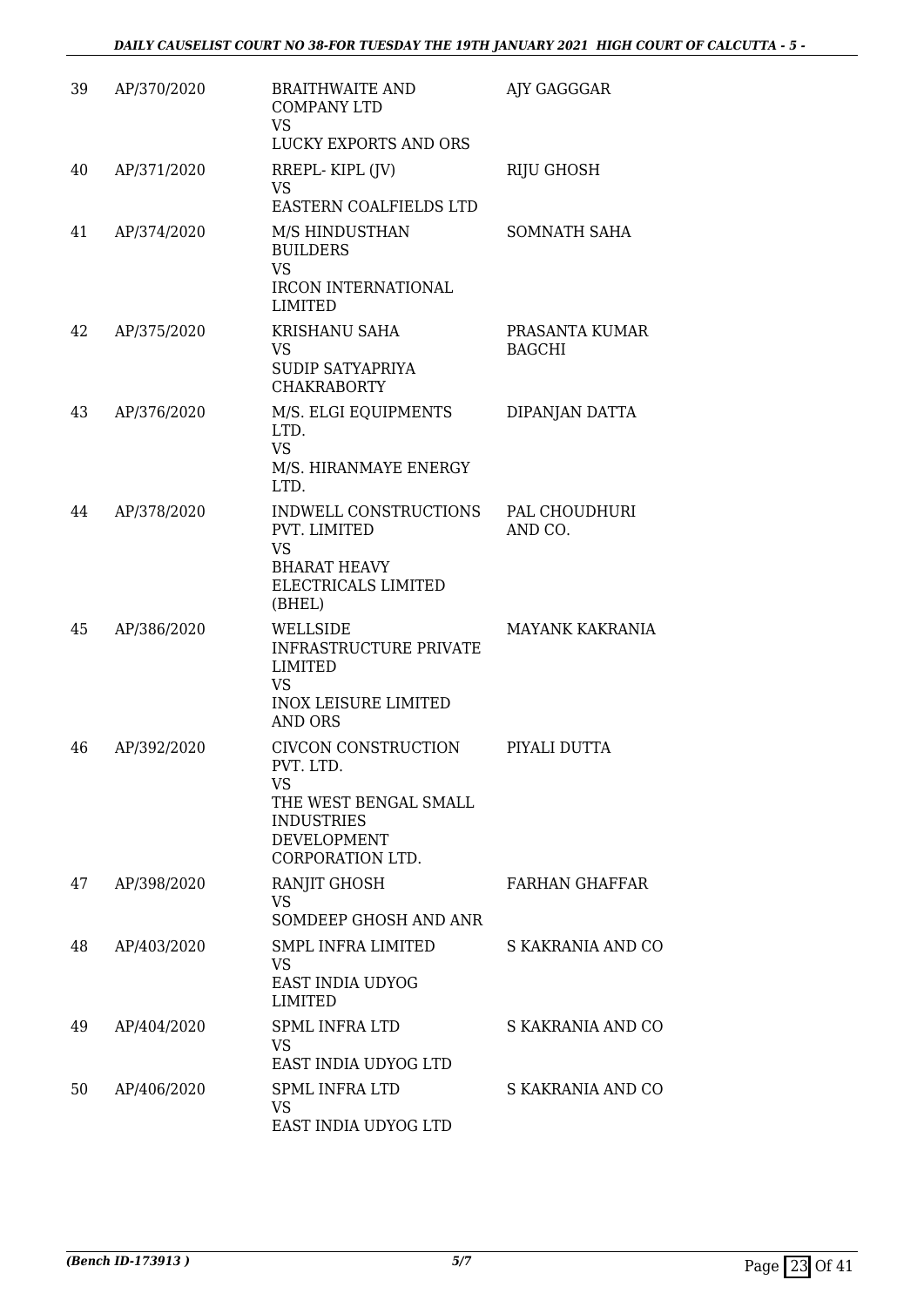| | | | |
|---|---|---|---|
| 39 | AP/370/2020 | BRAITHWAITE AND COMPANY LTD<br>VS<br>LUCKY EXPORTS AND ORS | AJY GAGGGAR |
| 40 | AP/371/2020 | RREPL- KIPL (JV)<br>VS<br>EASTERN COALFIELDS LTD | RIJU GHOSH |
| 41 | AP/374/2020 | M/S HINDUSTHAN BUILDERS<br>VS<br>IRCON INTERNATIONAL LIMITED | SOMNATH SAHA |
| 42 | AP/375/2020 | KRISHANU SAHA<br>VS<br>SUDIP SATYAPRIYA CHAKRABORTY | PRASANTA KUMAR BAGCHI |
| 43 | AP/376/2020 | M/S. ELGI EQUIPMENTS LTD.<br>VS<br>M/S. HIRANMAYE ENERGY LTD. | DIPANJAN DATTA |
| 44 | AP/378/2020 | INDWELL CONSTRUCTIONS PVT. LIMITED<br>VS<br>BHARAT HEAVY ELECTRICALS LIMITED (BHEL) | PAL CHOUDHURI AND CO. |
| 45 | AP/386/2020 | WELLSIDE INFRASTRUCTURE PRIVATE LIMITED<br>VS<br>INOX LEISURE LIMITED AND ORS | MAYANK KAKRANIA |
| 46 | AP/392/2020 | CIVCON CONSTRUCTION PVT. LTD.<br>VS<br>THE WEST BENGAL SMALL INDUSTRIES DEVELOPMENT CORPORATION LTD. | PIYALI DUTTA |
| 47 | AP/398/2020 | RANJIT GHOSH<br>VS<br>SOMDEEP GHOSH AND ANR | FARHAN GHAFFAR |
| 48 | AP/403/2020 | SMPL INFRA LIMITED<br>VS<br>EAST INDIA UDYOG LIMITED | S KAKRANIA AND CO |
| 49 | AP/404/2020 | SPML INFRA LTD<br>VS<br>EAST INDIA UDYOG LTD | S KAKRANIA AND CO |
| 50 | AP/406/2020 | SPML INFRA LTD<br>VS<br>EAST INDIA UDYOG LTD | S KAKRANIA AND CO |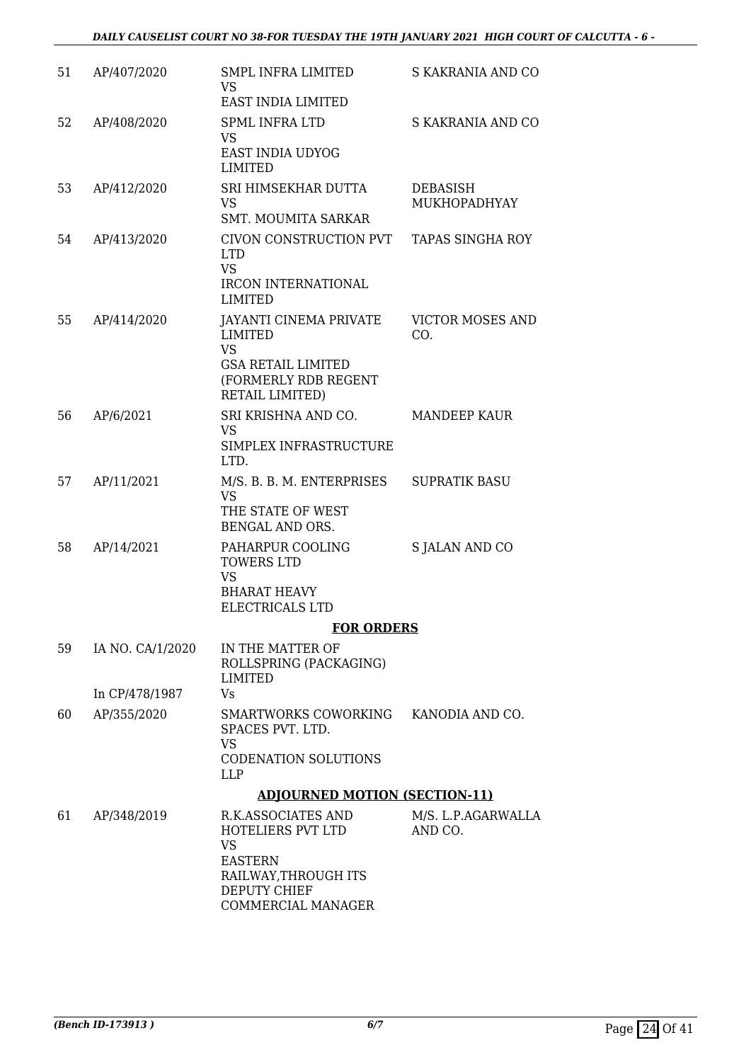| 51 | AP/407/2020 | SMPL INFRA LIMITED<br>VS<br>EAST INDIA LIMITED | S KAKRANIA AND CO |
|---|---|---|---|
| 52 | AP/408/2020 | SPML INFRA LTD<br>VS<br>EAST INDIA UDYOG LIMITED | S KAKRANIA AND CO |
| 53 | AP/412/2020 | SRI HIMSEKHAR DUTTA<br>VS<br>SMT. MOUMITA SARKAR | DEBASISH MUKHOPADHYAY |
| 54 | AP/413/2020 | CIVON CONSTRUCTION PVT LTD<br>VS<br>IRCON INTERNATIONAL LIMITED | TAPAS SINGHA ROY |
| 55 | AP/414/2020 | JAYANTI CINEMA PRIVATE LIMITED<br>VS<br>GSA RETAIL LIMITED (FORMERLY RDB REGENT RETAIL LIMITED) | VICTOR MOSES AND CO. |
| 56 | AP/6/2021 | SRI KRISHNA AND CO.<br>VS<br>SIMPLEX INFRASTRUCTURE LTD. | MANDEEP KAUR |
| 57 | AP/11/2021 | M/S. B. B. M. ENTERPRISES<br>VS<br>THE STATE OF WEST BENGAL AND ORS. | SUPRATIK BASU |
| 58 | AP/14/2021 | PAHARPUR COOLING TOWERS LTD<br>VS<br>BHARAT HEAVY ELECTRICALS LTD | S JALAN AND CO |

**FOR ORDERS**

| 59 | IA NO. CA/1/2020<br><br>In CP/478/1987 | IN THE MATTER OF ROLLSPRING (PACKAGING) LIMITED<br>Vs | |
|---|---|---|---|
| 60 | AP/355/2020 | SMARTWORKS COWORKING SPACES PVT. LTD.<br>VS<br>CODENATION SOLUTIONS LLP | KANODIA AND CO. |

**ADJOURNED MOTION (SECTION-11)**

| 61 | AP/348/2019 | R.K.ASSOCIATES AND HOTELIERS PVT LTD<br>VS<br>EASTERN RAILWAY,THROUGH ITS DEPUTY CHIEF COMMERCIAL MANAGER | M/S. L.P.AGARWALLA AND CO. |
|---|---|---|---|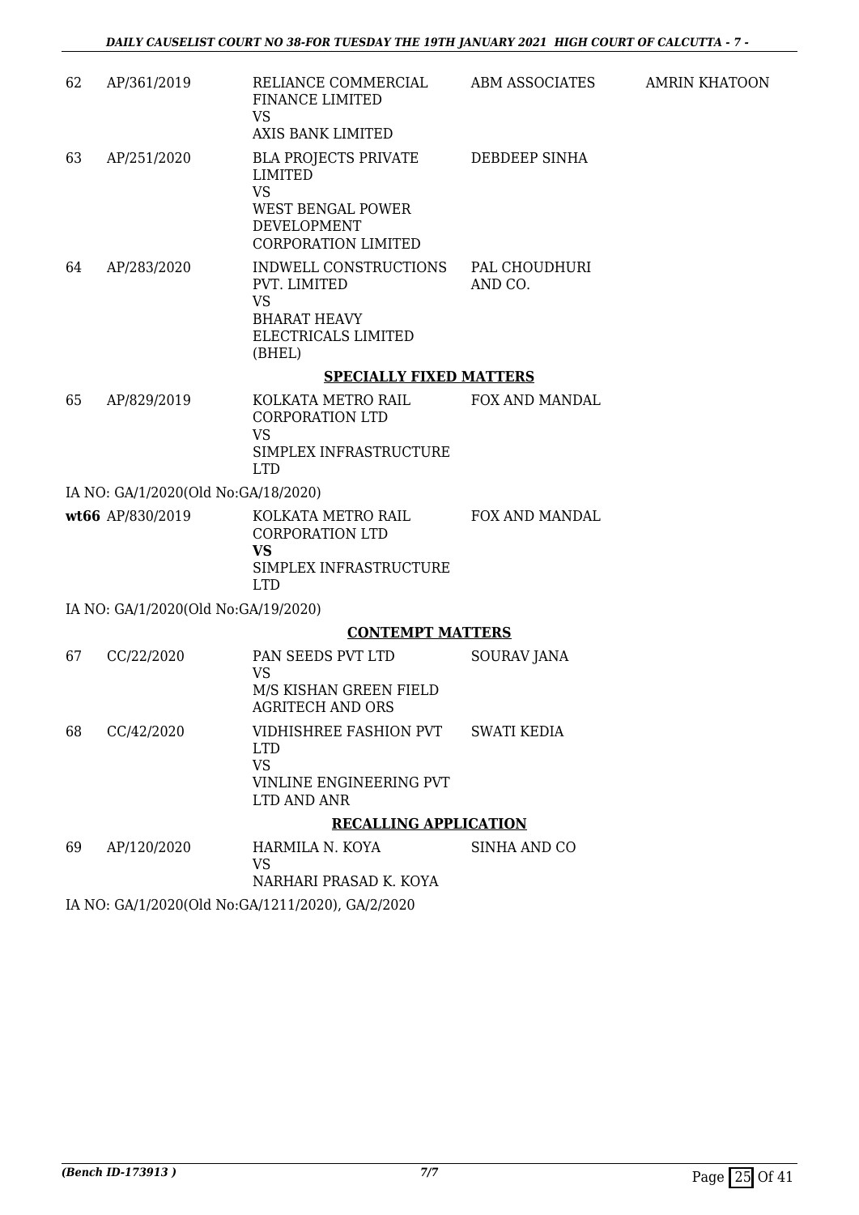| | | | | |
|---|---|---|---|---|
| 62 | AP/361/2019 | RELIANCE COMMERCIAL FINANCE LIMITED<br>VS<br>AXIS BANK LIMITED | ABM ASSOCIATES | AMRIN KHATOON |
| 63 | AP/251/2020 | BLA PROJECTS PRIVATE LIMITED<br>VS<br>WEST BENGAL POWER DEVELOPMENT CORPORATION LIMITED | DEBDEEP SINHA | |
| 64 | AP/283/2020 | INDWELL CONSTRUCTIONS PVT. LIMITED<br>VS<br>BHARAT HEAVY ELECTRICALS LIMITED (BHEL) | PAL CHOUDHURI AND CO. | |

**SPECIALLY FIXED MATTERS**

| | | | | |
|---|---|---|---|---|
| 65 | AP/829/2019 | KOLKATA METRO RAIL CORPORATION LTD<br>VS<br>SIMPLEX INFRASTRUCTURE LTD | FOX AND MANDAL | |

IA NO: GA/1/2020(Old No:GA/18/2020)

| | | | | |
|---|---|---|---|---|
| **wt66** | AP/830/2019 | KOLKATA METRO RAIL CORPORATION LTD<br>**VS**<br>SIMPLEX INFRASTRUCTURE LTD | FOX AND MANDAL | |

IA NO: GA/1/2020(Old No:GA/19/2020)

**CONTEMPT MATTERS**

| | | | | |
|---|---|---|---|---|
| 67 | CC/22/2020 | PAN SEEDS PVT LTD<br>VS<br>M/S KISHAN GREEN FIELD AGRITECH AND ORS | SOURAV JANA | |
| 68 | CC/42/2020 | VIDHISHREE FASHION PVT LTD<br>VS<br>VINLINE ENGINEERING PVT LTD AND ANR | SWATI KEDIA | |

**RECALLING APPLICATION**

| | | | | |
|---|---|---|---|---|
| 69 | AP/120/2020 | HARMILA N. KOYA<br>VS<br>NARHARI PRASAD K. KOYA | SINHA AND CO | |

IA NO: GA/1/2020(Old No:GA/1211/2020), GA/2/2020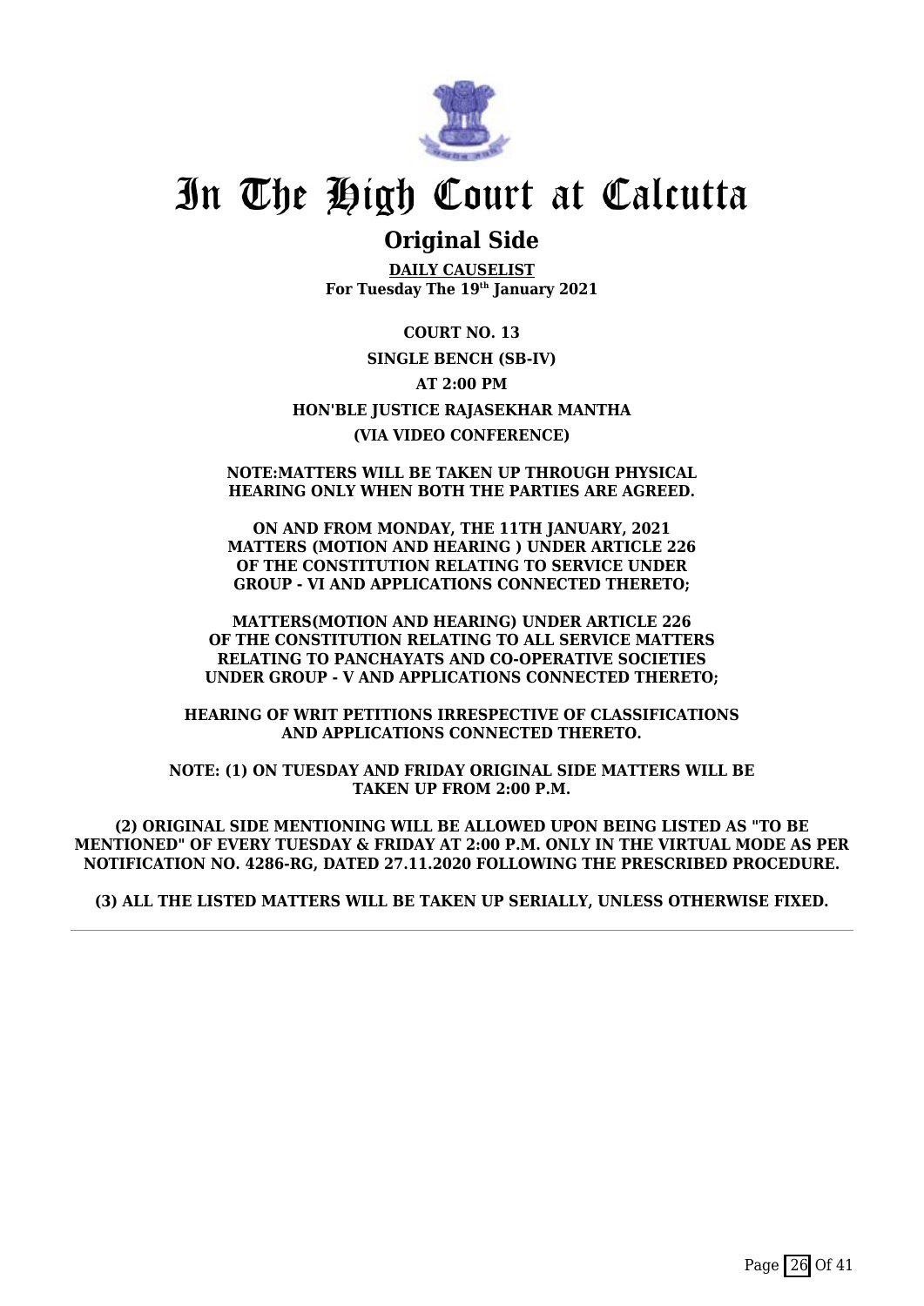# In The High Court at Calcutta

## Original Side

**DAILY CAUSELIST**
**For Tuesday The 19th January 2021**

**COURT NO. 13**

**SINGLE BENCH (SB-IV)**

**AT 2:00 PM**

**HON'BLE JUSTICE RAJASEKHAR MANTHA**

**(VIA VIDEO CONFERENCE)**

**NOTE:MATTERS WILL BE TAKEN UP THROUGH PHYSICAL HEARING ONLY WHEN BOTH THE PARTIES ARE AGREED.**

**ON AND FROM MONDAY, THE 11TH JANUARY, 2021 MATTERS (MOTION AND HEARING ) UNDER ARTICLE 226 OF THE CONSTITUTION RELATING TO SERVICE UNDER GROUP - VI AND APPLICATIONS CONNECTED THERETO;**

**MATTERS(MOTION AND HEARING) UNDER ARTICLE 226 OF THE CONSTITUTION RELATING TO ALL SERVICE MATTERS RELATING TO PANCHAYATS AND CO-OPERATIVE SOCIETIES UNDER GROUP - V AND APPLICATIONS CONNECTED THERETO;**

**HEARING OF WRIT PETITIONS IRRESPECTIVE OF CLASSIFICATIONS AND APPLICATIONS CONNECTED THERETO.**

**NOTE: (1) ON TUESDAY AND FRIDAY ORIGINAL SIDE MATTERS WILL BE TAKEN UP FROM 2:00 P.M.**

**(2) ORIGINAL SIDE MENTIONING WILL BE ALLOWED UPON BEING LISTED AS "TO BE MENTIONED" OF EVERY TUESDAY & FRIDAY AT 2:00 P.M. ONLY IN THE VIRTUAL MODE AS PER NOTIFICATION NO. 4286-RG, DATED 27.11.2020 FOLLOWING THE PRESCRIBED PROCEDURE.**

**(3) ALL THE LISTED MATTERS WILL BE TAKEN UP SERIALLY, UNLESS OTHERWISE FIXED.**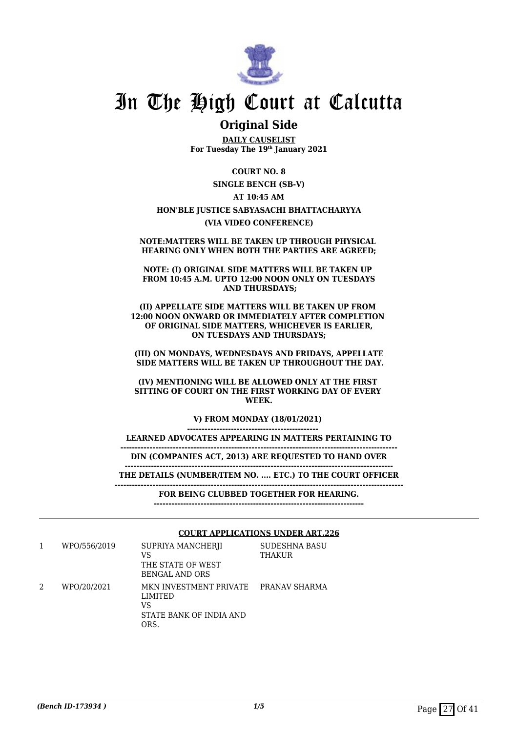# In The High Court at Calcutta

## Original Side

**DAILY CAUSELIST**
**For Tuesday The 19th January 2021**

**COURT NO. 8**

**SINGLE BENCH (SB-V)**

**AT 10:45 AM**

**HON'BLE JUSTICE SABYASACHI BHATTACHARYYA**

**(VIA VIDEO CONFERENCE)**

**NOTE:MATTERS WILL BE TAKEN UP THROUGH PHYSICAL HEARING ONLY WHEN BOTH THE PARTIES ARE AGREED;**

**NOTE: (I) ORIGINAL SIDE MATTERS WILL BE TAKEN UP FROM 10:45 A.M. UPTO 12:00 NOON ONLY ON TUESDAYS AND THURSDAYS;**

**(II) APPELLATE SIDE MATTERS WILL BE TAKEN UP FROM 12:00 NOON ONWARD OR IMMEDIATELY AFTER COMPLETION OF ORIGINAL SIDE MATTERS, WHICHEVER IS EARLIER, ON TUESDAYS AND THURSDAYS;**

**(III) ON MONDAYS, WEDNESDAYS AND FRIDAYS, APPELLATE SIDE MATTERS WILL BE TAKEN UP THROUGHOUT THE DAY.**

**(IV) MENTIONING WILL BE ALLOWED ONLY AT THE FIRST SITTING OF COURT ON THE FIRST WORKING DAY OF EVERY WEEK.**

**V) FROM MONDAY (18/01/2021)**

**LEARNED ADVOCATES APPEARING IN MATTERS PERTAINING TO**

**DIN (COMPANIES ACT, 2013) ARE REQUESTED TO HAND OVER**

**THE DETAILS (NUMBER/ITEM NO. .... ETC.) TO THE COURT OFFICER**

**FOR BEING CLUBBED TOGETHER FOR HEARING.**

---

**COURT APPLICATIONS UNDER ART.226**

| | | | |
|---|---|---|---|
| 1 | WPO/556/2019 | SUPRIYA MANCHERJI<br>VS<br>THE STATE OF WEST BENGAL AND ORS | SUDESHNA BASU THAKUR |
| 2 | WPO/20/2021 | MKN INVESTMENT PRIVATE LIMITED<br>VS<br>STATE BANK OF INDIA AND ORS. | PRANAV SHARMA |

*(Bench ID-173934 )* 1/5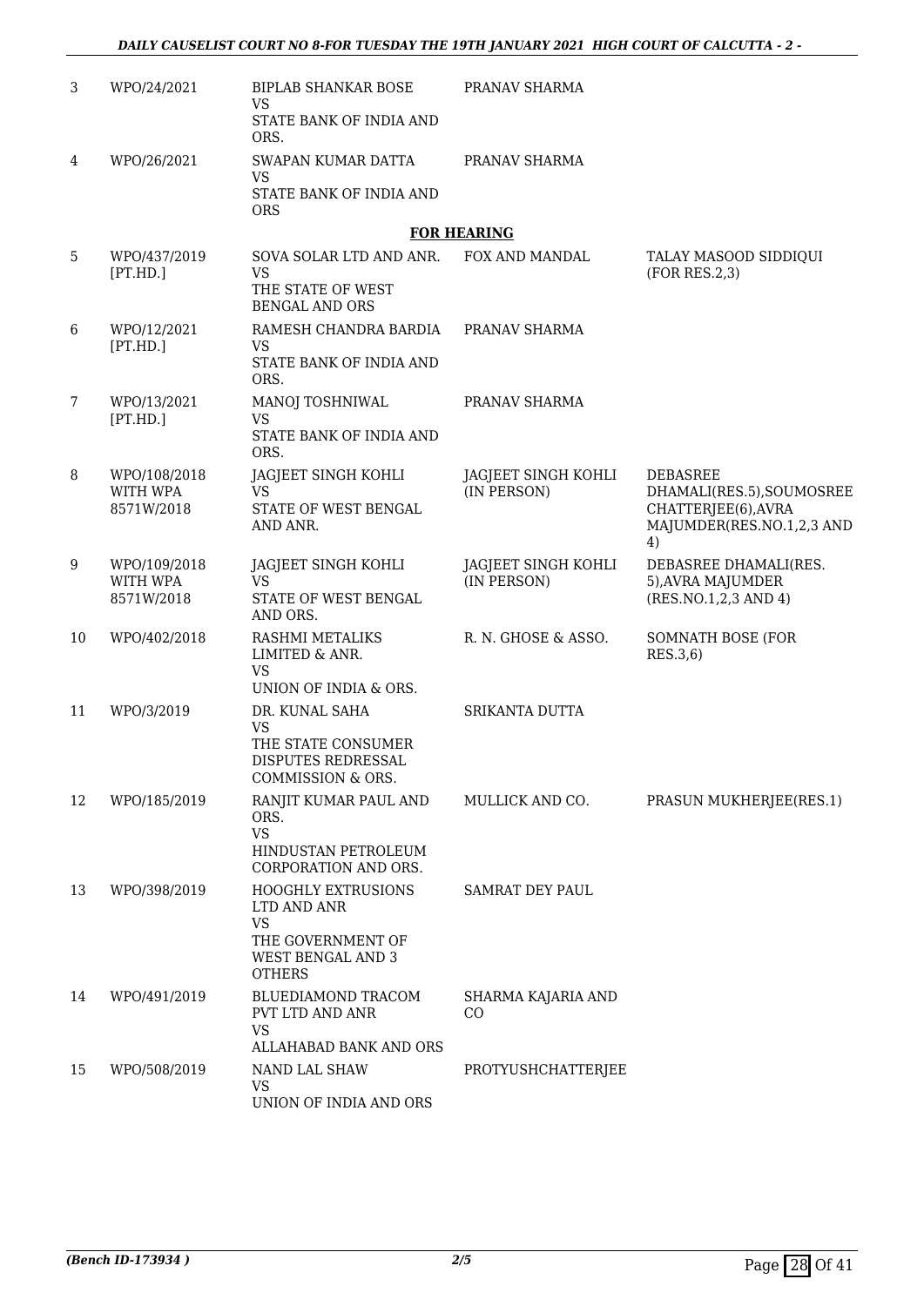| 3 | WPO/24/2021 | BIPLAB SHANKAR BOSE<br>VS<br>STATE BANK OF INDIA AND ORS. | PRANAV SHARMA | |
|---|---|---|---|---|
| 4 | WPO/26/2021 | SWAPAN KUMAR DATTA<br>VS<br>STATE BANK OF INDIA AND ORS | PRANAV SHARMA | |

**FOR HEARING**

| | | | | |
|---|---|---|---|---|
| 5 | WPO/437/2019 [PT.HD.] | SOVA SOLAR LTD AND ANR.<br>VS<br>THE STATE OF WEST BENGAL AND ORS | FOX AND MANDAL | TALAY MASOOD SIDDIQUI (FOR RES.2,3) |
| 6 | WPO/12/2021 [PT.HD.] | RAMESH CHANDRA BARDIA<br>VS<br>STATE BANK OF INDIA AND ORS. | PRANAV SHARMA | |
| 7 | WPO/13/2021 [PT.HD.] | MANOJ TOSHNIWAL<br>VS<br>STATE BANK OF INDIA AND ORS. | PRANAV SHARMA | |
| 8 | WPO/108/2018 WITH WPA 8571W/2018 | JAGJEET SINGH KOHLI<br>VS<br>STATE OF WEST BENGAL AND ANR. | JAGJEET SINGH KOHLI (IN PERSON) | DEBASREE DHAMALI(RES.5),SOUMOSREE CHATTERJEE(6),AVRA MAJUMDER(RES.NO.1,2,3 AND 4) |
| 9 | WPO/109/2018 WITH WPA 8571W/2018 | JAGJEET SINGH KOHLI<br>VS<br>STATE OF WEST BENGAL AND ORS. | JAGJEET SINGH KOHLI (IN PERSON) | DEBASREE DHAMALI(RES. 5),AVRA MAJUMDER (RES.NO.1,2,3 AND 4) |
| 10 | WPO/402/2018 | RASHMI METALIKS LIMITED & ANR.<br>VS<br>UNION OF INDIA & ORS. | R. N. GHOSE & ASSO. | SOMNATH BOSE (FOR RES.3,6) |
| 11 | WPO/3/2019 | DR. KUNAL SAHA<br>VS<br>THE STATE CONSUMER DISPUTES REDRESSAL COMMISSION & ORS. | SRIKANTA DUTTA | |
| 12 | WPO/185/2019 | RANJIT KUMAR PAUL AND ORS.<br>VS<br>HINDUSTAN PETROLEUM CORPORATION AND ORS. | MULLICK AND CO. | PRASUN MUKHERJEE(RES.1) |
| 13 | WPO/398/2019 | HOOGHLY EXTRUSIONS LTD AND ANR<br>VS<br>THE GOVERNMENT OF WEST BENGAL AND 3 OTHERS | SAMRAT DEY PAUL | |
| 14 | WPO/491/2019 | BLUEDIAMOND TRACOM PVT LTD AND ANR<br>VS<br>ALLAHABAD BANK AND ORS | SHARMA KAJARIA AND CO | |
| 15 | WPO/508/2019 | NAND LAL SHAW<br>VS<br>UNION OF INDIA AND ORS | PROTYUSHCHATTERJEE | |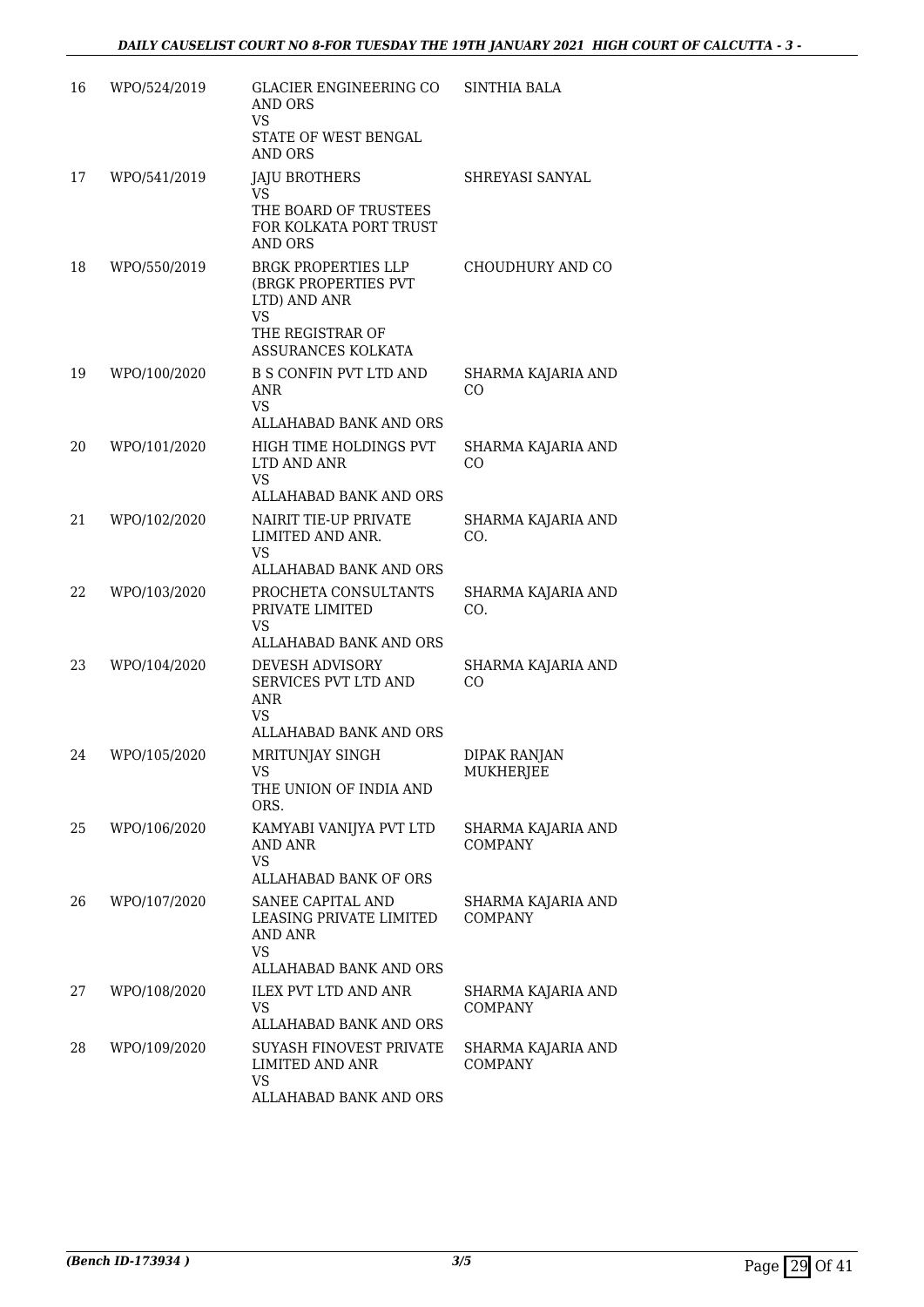| 16 | WPO/524/2019 | GLACIER ENGINEERING CO AND ORS<br>VS<br>STATE OF WEST BENGAL AND ORS | SINTHIA BALA |
|---|---|---|---|
| 17 | WPO/541/2019 | JAJU BROTHERS<br>VS<br>THE BOARD OF TRUSTEES FOR KOLKATA PORT TRUST AND ORS | SHREYASI SANYAL |
| 18 | WPO/550/2019 | BRGK PROPERTIES LLP (BRGK PROPERTIES PVT LTD) AND ANR<br>VS<br>THE REGISTRAR OF ASSURANCES KOLKATA | CHOUDHURY AND CO |
| 19 | WPO/100/2020 | B S CONFIN PVT LTD AND ANR<br>VS<br>ALLAHABAD BANK AND ORS | SHARMA KAJARIA AND CO |
| 20 | WPO/101/2020 | HIGH TIME HOLDINGS PVT LTD AND ANR<br>VS<br>ALLAHABAD BANK AND ORS | SHARMA KAJARIA AND CO |
| 21 | WPO/102/2020 | NAIRIT TIE-UP PRIVATE LIMITED AND ANR.<br>VS<br>ALLAHABAD BANK AND ORS | SHARMA KAJARIA AND CO. |
| 22 | WPO/103/2020 | PROCHETA CONSULTANTS PRIVATE LIMITED<br>VS<br>ALLAHABAD BANK AND ORS | SHARMA KAJARIA AND CO. |
| 23 | WPO/104/2020 | DEVESH ADVISORY SERVICES PVT LTD AND ANR<br>VS<br>ALLAHABAD BANK AND ORS | SHARMA KAJARIA AND CO |
| 24 | WPO/105/2020 | MRITUNJAY SINGH<br>VS<br>THE UNION OF INDIA AND ORS. | DIPAK RANJAN MUKHERJEE |
| 25 | WPO/106/2020 | KAMYABI VANIJYA PVT LTD AND ANR<br>VS<br>ALLAHABAD BANK OF ORS | SHARMA KAJARIA AND COMPANY |
| 26 | WPO/107/2020 | SANEE CAPITAL AND LEASING PRIVATE LIMITED AND ANR<br>VS<br>ALLAHABAD BANK AND ORS | SHARMA KAJARIA AND COMPANY |
| 27 | WPO/108/2020 | ILEX PVT LTD AND ANR<br>VS<br>ALLAHABAD BANK AND ORS | SHARMA KAJARIA AND COMPANY |
| 28 | WPO/109/2020 | SUYASH FINOVEST PRIVATE LIMITED AND ANR<br>VS<br>ALLAHABAD BANK AND ORS | SHARMA KAJARIA AND COMPANY |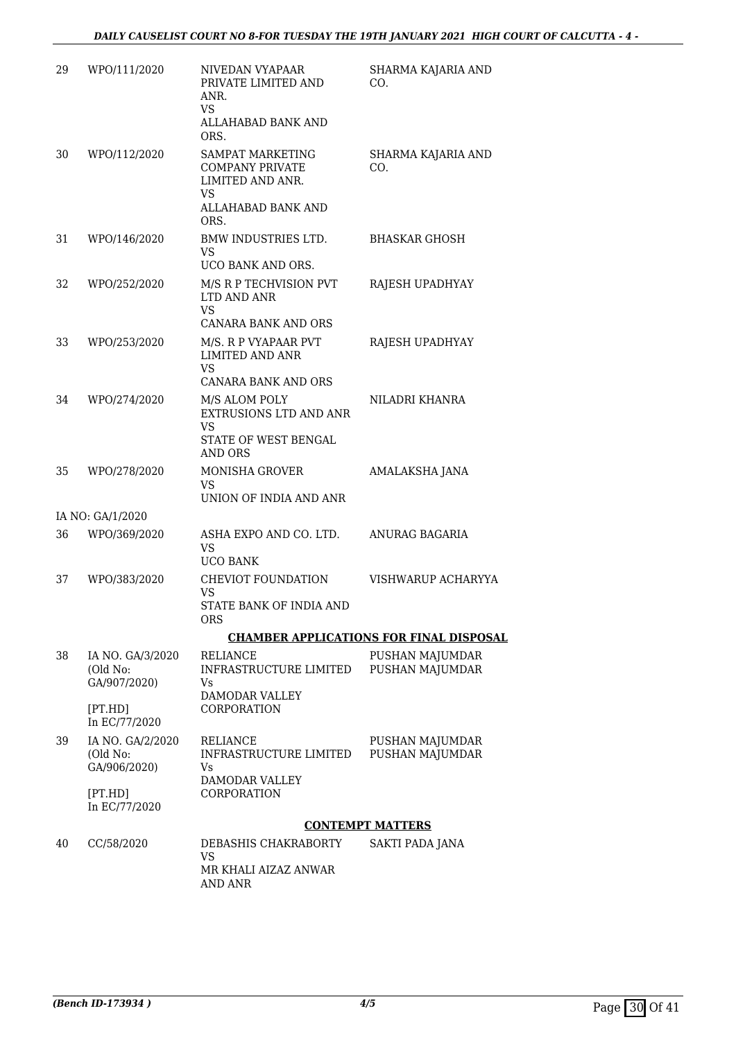| 29 | WPO/111/2020 | NIVEDAN VYAPAAR PRIVATE LIMITED AND ANR.<br>VS<br>ALLAHABAD BANK AND ORS. | SHARMA KAJARIA AND CO. |
|---|---|---|---|
| 30 | WPO/112/2020 | SAMPAT MARKETING COMPANY PRIVATE LIMITED AND ANR.<br>VS<br>ALLAHABAD BANK AND ORS. | SHARMA KAJARIA AND CO. |
| 31 | WPO/146/2020 | BMW INDUSTRIES LTD.<br>VS<br>UCO BANK AND ORS. | BHASKAR GHOSH |
| 32 | WPO/252/2020 | M/S R P TECHVISION PVT LTD AND ANR<br>VS<br>CANARA BANK AND ORS | RAJESH UPADHYAY |
| 33 | WPO/253/2020 | M/S. R P VYAPAAR PVT LIMITED AND ANR<br>VS<br>CANARA BANK AND ORS | RAJESH UPADHYAY |
| 34 | WPO/274/2020 | M/S ALOM POLY EXTRUSIONS LTD AND ANR<br>VS<br>STATE OF WEST BENGAL AND ORS | NILADRI KHANRA |
| 35 | WPO/278/2020 | MONISHA GROVER<br>VS<br>UNION OF INDIA AND ANR | AMALAKSHA JANA |
| | IA NO: GA/1/2020 | | |
| 36 | WPO/369/2020 | ASHA EXPO AND CO. LTD.<br>VS<br>UCO BANK | ANURAG BAGARIA |
| 37 | WPO/383/2020 | CHEVIOT FOUNDATION<br>VS<br>STATE BANK OF INDIA AND ORS | VISHWARUP ACHARYYA |

**CHAMBER APPLICATIONS FOR FINAL DISPOSAL**

| 38 | IA NO. GA/3/2020<br>(Old No: GA/907/2020)<br>[PT.HD]<br>In EC/77/2020 | RELIANCE INFRASTRUCTURE LIMITED<br>Vs<br>DAMODAR VALLEY CORPORATION | PUSHAN MAJUMDAR<br>PUSHAN MAJUMDAR |
|---|---|---|---|
| 39 | IA NO. GA/2/2020<br>(Old No: GA/906/2020)<br>[PT.HD]<br>In EC/77/2020 | RELIANCE INFRASTRUCTURE LIMITED<br>Vs<br>DAMODAR VALLEY CORPORATION | PUSHAN MAJUMDAR<br>PUSHAN MAJUMDAR |

**CONTEMPT MATTERS**

| 40 | CC/58/2020 | DEBASHIS CHAKRABORTY<br>VS<br>MR KHALI AIZAZ ANWAR AND ANR | SAKTI PADA JANA |
|---|---|---|---|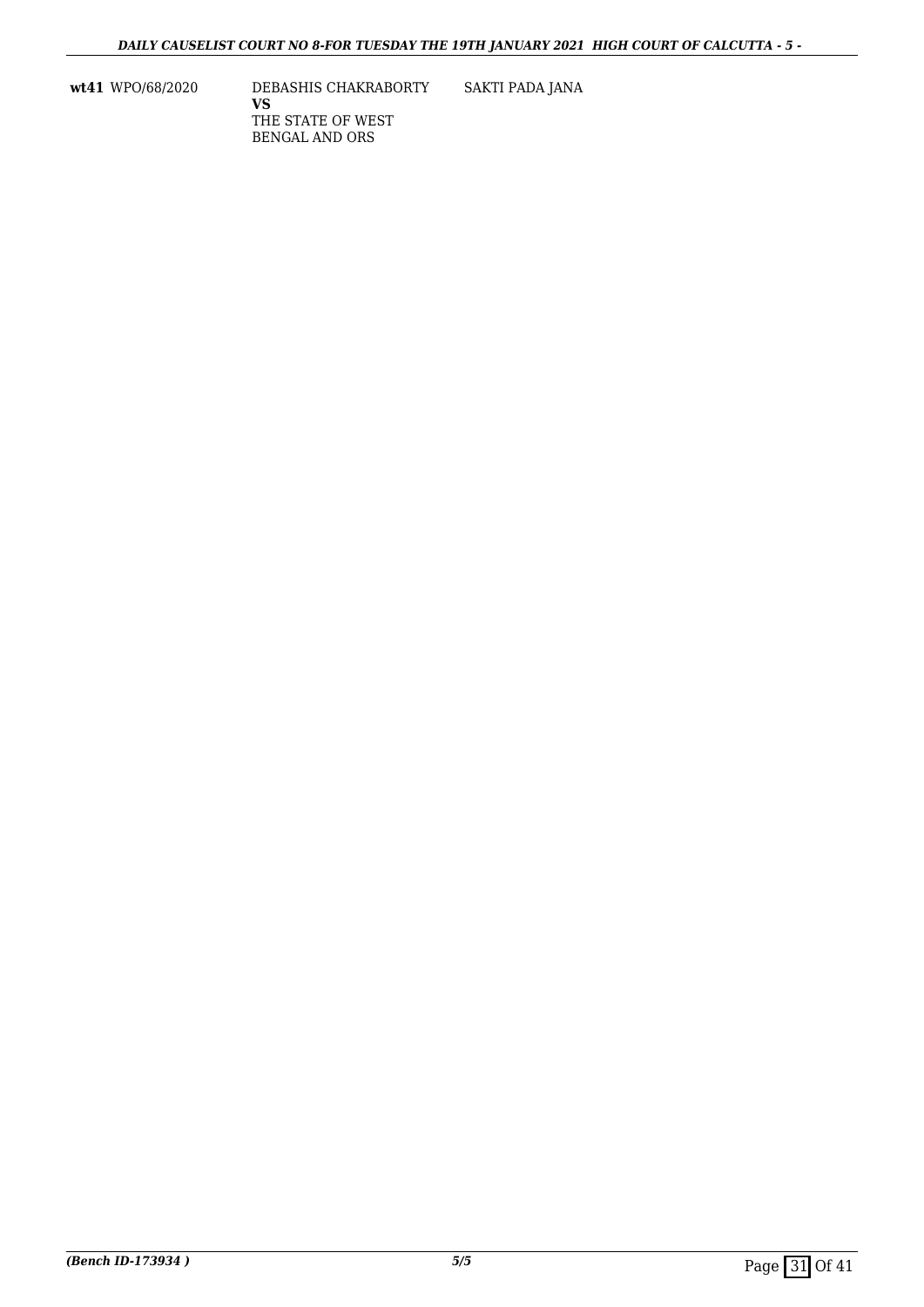| | | | |
|---|---|---|---|
| **wt41** | WPO/68/2020 | DEBASHIS CHAKRABORTY<br>**VS**<br>THE STATE OF WEST BENGAL AND ORS | SAKTI PADA JANA |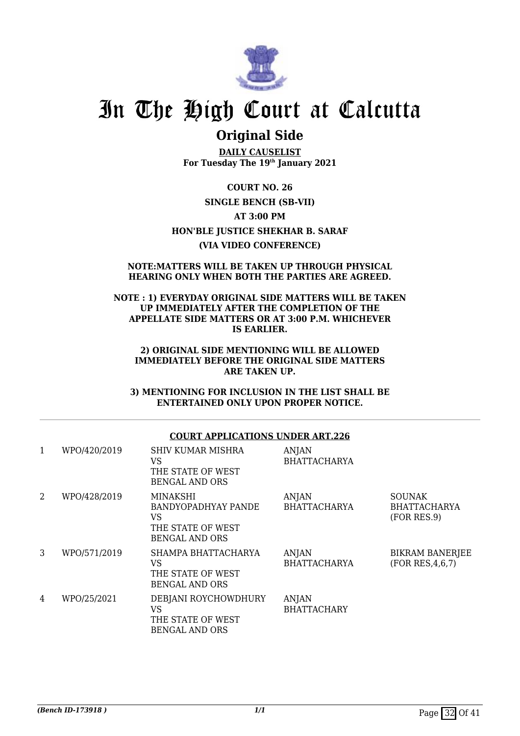# In The High Court at Calcutta

## Original Side

**DAILY CAUSELIST**
**For Tuesday The 19th January 2021**

**COURT NO. 26**

**SINGLE BENCH (SB-VII)**

**AT 3:00 PM**

**HON'BLE JUSTICE SHEKHAR B. SARAF**

**(VIA VIDEO CONFERENCE)**

**NOTE:MATTERS WILL BE TAKEN UP THROUGH PHYSICAL HEARING ONLY WHEN BOTH THE PARTIES ARE AGREED.**

**NOTE : 1) EVERYDAY ORIGINAL SIDE MATTERS WILL BE TAKEN UP IMMEDIATELY AFTER THE COMPLETION OF THE APPELLATE SIDE MATTERS OR AT 3:00 P.M. WHICHEVER IS EARLIER.**

**2) ORIGINAL SIDE MENTIONING WILL BE ALLOWED IMMEDIATELY BEFORE THE ORIGINAL SIDE MATTERS ARE TAKEN UP.**

**3) MENTIONING FOR INCLUSION IN THE LIST SHALL BE ENTERTAINED ONLY UPON PROPER NOTICE.**

---

**COURT APPLICATIONS UNDER ART.226**

| | | | | |
|---|---|---|---|---|
| 1 | WPO/420/2019 | SHIV KUMAR MISHRA VS THE STATE OF WEST BENGAL AND ORS | ANJAN BHATTACHARYA | |
| 2 | WPO/428/2019 | MINAKSHI BANDYOPADHYAY PANDE VS THE STATE OF WEST BENGAL AND ORS | ANJAN BHATTACHARYA | SOUNAK BHATTACHARYA (FOR RES.9) |
| 3 | WPO/571/2019 | SHAMPA BHATTACHARYA VS THE STATE OF WEST BENGAL AND ORS | ANJAN BHATTACHARYA | BIKRAM BANERJEE (FOR RES,4,6,7) |
| 4 | WPO/25/2021 | DEBJANI ROYCHOWDHURY VS THE STATE OF WEST BENGAL AND ORS | ANJAN BHATTACHARY | |

*(Bench ID-173918 )* 1/1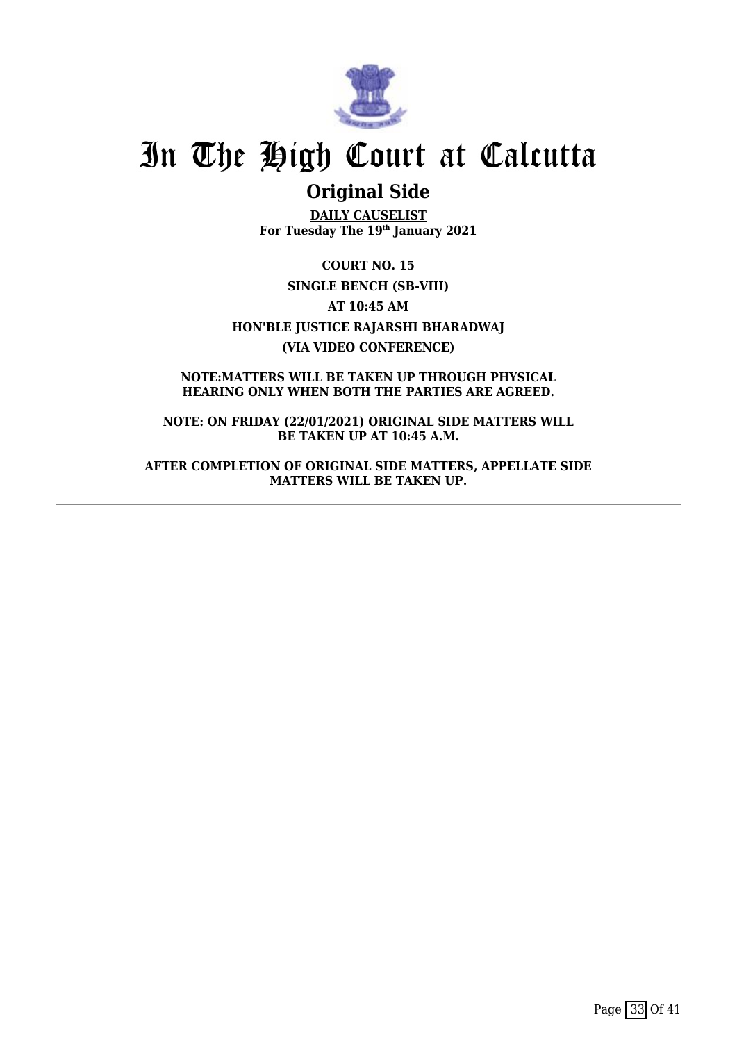# In The High Court at Calcutta

## Original Side

**DAILY CAUSELIST**
**For Tuesday The 19th January 2021**

**COURT NO. 15**

**SINGLE BENCH (SB-VIII)**

**AT 10:45 AM**

**HON'BLE JUSTICE RAJARSHI BHARADWAJ**

**(VIA VIDEO CONFERENCE)**

**NOTE:MATTERS WILL BE TAKEN UP THROUGH PHYSICAL HEARING ONLY WHEN BOTH THE PARTIES ARE AGREED.**

**NOTE: ON FRIDAY (22/01/2021) ORIGINAL SIDE MATTERS WILL BE TAKEN UP AT 10:45 A.M.**

**AFTER COMPLETION OF ORIGINAL SIDE MATTERS, APPELLATE SIDE MATTERS WILL BE TAKEN UP.**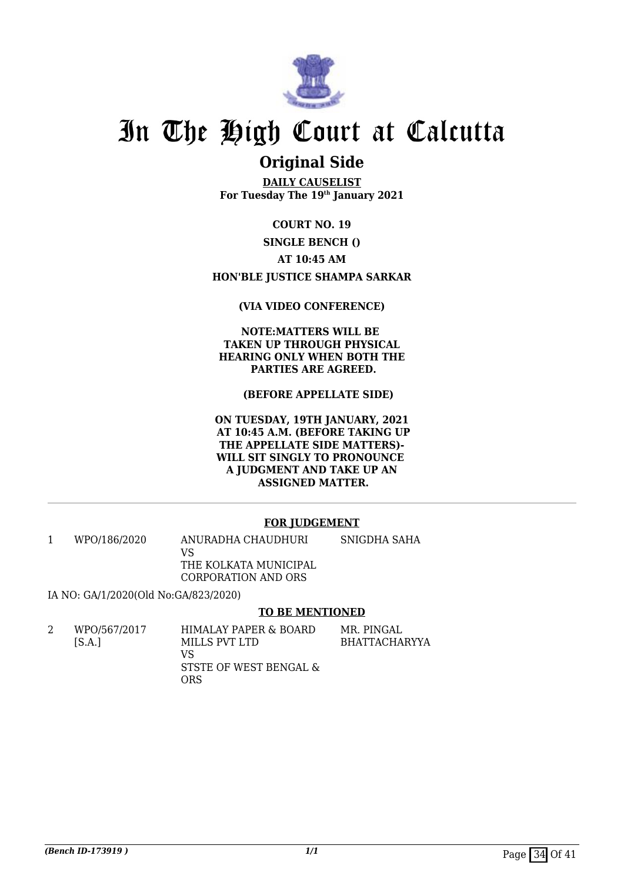# In The High Court at Calcutta

## Original Side

**DAILY CAUSELIST**
**For Tuesday The 19th January 2021**

**COURT NO. 19**

**SINGLE BENCH ()**

**AT 10:45 AM**

**HON'BLE JUSTICE SHAMPA SARKAR**

**(VIA VIDEO CONFERENCE)**

**NOTE:MATTERS WILL BE TAKEN UP THROUGH PHYSICAL HEARING ONLY WHEN BOTH THE PARTIES ARE AGREED.**

**(BEFORE APPELLATE SIDE)**

**ON TUESDAY, 19TH JANUARY, 2021 AT 10:45 A.M. (BEFORE TAKING UP THE APPELLATE SIDE MATTERS)- WILL SIT SINGLY TO PRONOUNCE A JUDGMENT AND TAKE UP AN ASSIGNED MATTER.**

---

**FOR JUDGEMENT**

| | | | |
|---|---|---|---|
| 1 | WPO/186/2020 | ANURADHA CHAUDHURI VS THE KOLKATA MUNICIPAL CORPORATION AND ORS | SNIGDHA SAHA |

IA NO: GA/1/2020(Old No:GA/823/2020)

**TO BE MENTIONED**

| | | | |
|---|---|---|---|
| 2 | WPO/567/2017 [S.A.] | HIMALAY PAPER & BOARD MILLS PVT LTD VS STSTE OF WEST BENGAL & ORS | MR. PINGAL BHATTACHARYYA |

*(Bench ID-173919 )*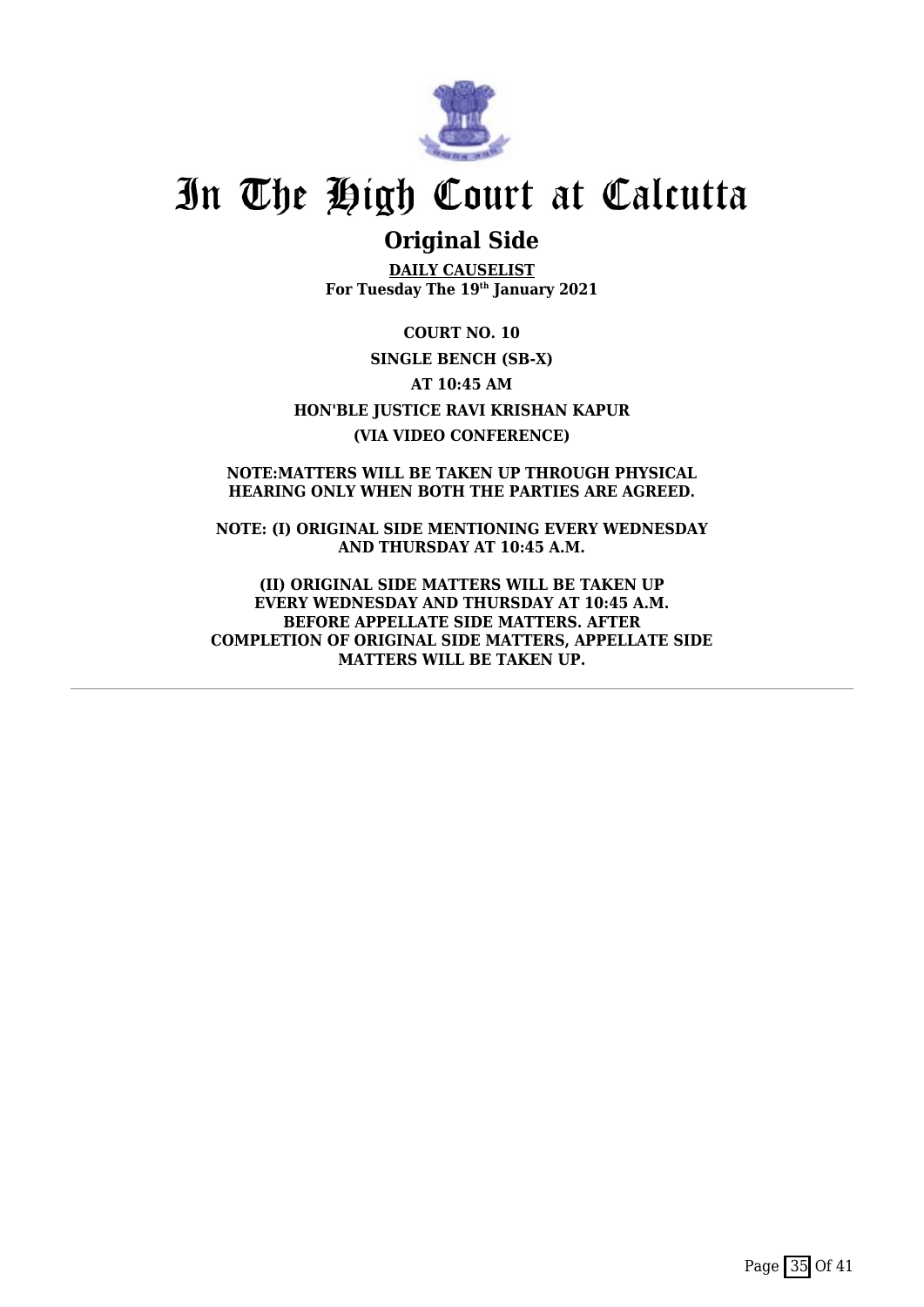# In The High Court at Calcutta

## Original Side

**DAILY CAUSELIST**
**For Tuesday The 19th January 2021**

**COURT NO. 10**

**SINGLE BENCH (SB-X)**

**AT 10:45 AM**

**HON'BLE JUSTICE RAVI KRISHAN KAPUR**

**(VIA VIDEO CONFERENCE)**

**NOTE:MATTERS WILL BE TAKEN UP THROUGH PHYSICAL HEARING ONLY WHEN BOTH THE PARTIES ARE AGREED.**

**NOTE: (I) ORIGINAL SIDE MENTIONING EVERY WEDNESDAY AND THURSDAY AT 10:45 A.M.**

**(II) ORIGINAL SIDE MATTERS WILL BE TAKEN UP EVERY WEDNESDAY AND THURSDAY AT 10:45 A.M. BEFORE APPELLATE SIDE MATTERS. AFTER COMPLETION OF ORIGINAL SIDE MATTERS, APPELLATE SIDE MATTERS WILL BE TAKEN UP.**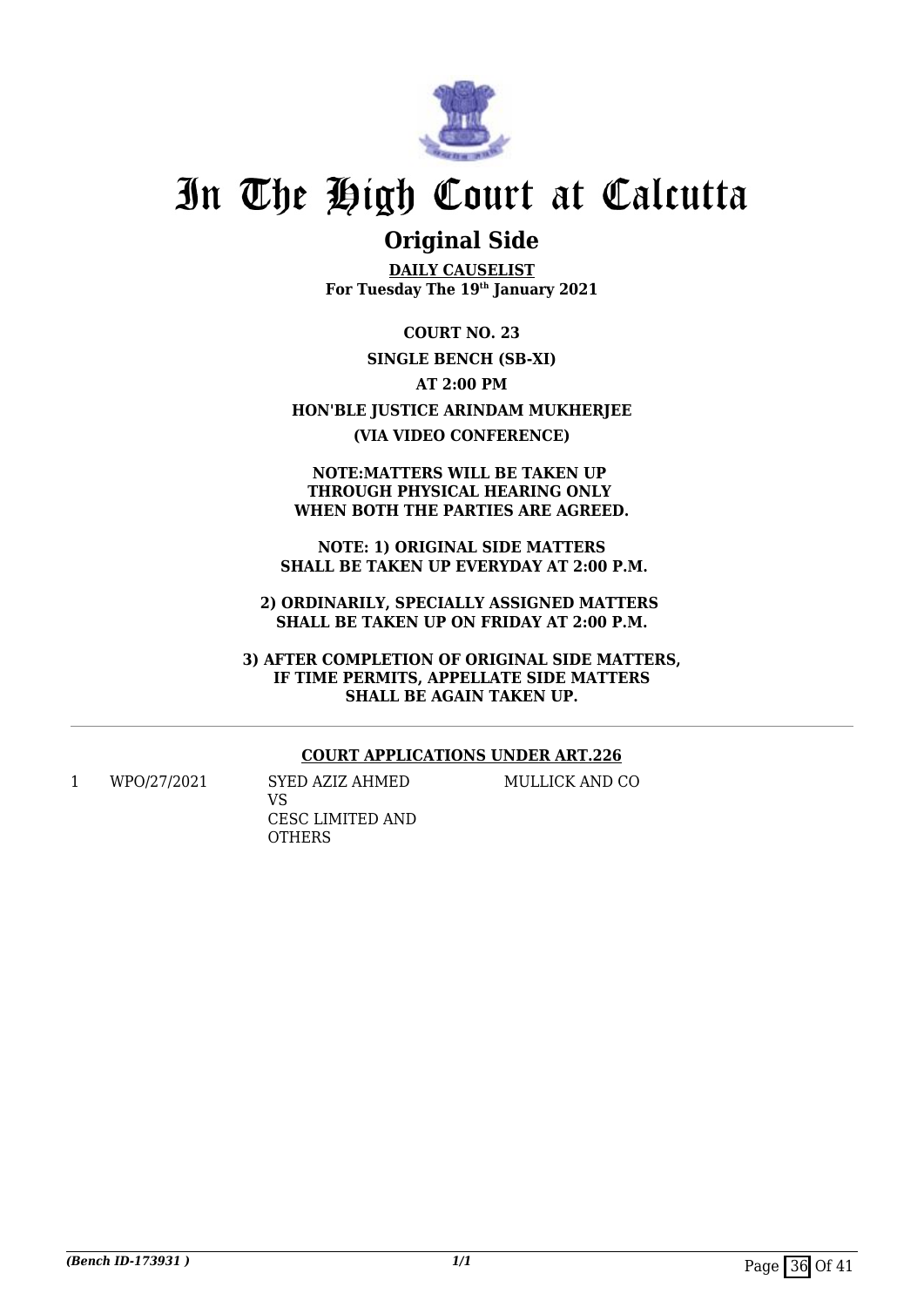# In The High Court at Calcutta

## Original Side

**DAILY CAUSELIST**
**For Tuesday The 19th January 2021**

**COURT NO. 23**

**SINGLE BENCH (SB-XI)**

**AT 2:00 PM**

**HON'BLE JUSTICE ARINDAM MUKHERJEE**

**(VIA VIDEO CONFERENCE)**

**NOTE:MATTERS WILL BE TAKEN UP THROUGH PHYSICAL HEARING ONLY WHEN BOTH THE PARTIES ARE AGREED.**

**NOTE: 1) ORIGINAL SIDE MATTERS SHALL BE TAKEN UP EVERYDAY AT 2:00 P.M.**

**2) ORDINARILY, SPECIALLY ASSIGNED MATTERS SHALL BE TAKEN UP ON FRIDAY AT 2:00 P.M.**

**3) AFTER COMPLETION OF ORIGINAL SIDE MATTERS, IF TIME PERMITS, APPELLATE SIDE MATTERS SHALL BE AGAIN TAKEN UP.**

---

**COURT APPLICATIONS UNDER ART.226**

| | | | |
|---|---|---|---|
| 1 | WPO/27/2021 | SYED AZIZ AHMED<br>VS<br>CESC LIMITED AND OTHERS | MULLICK AND CO |

*(Bench ID-173931 )* 1/1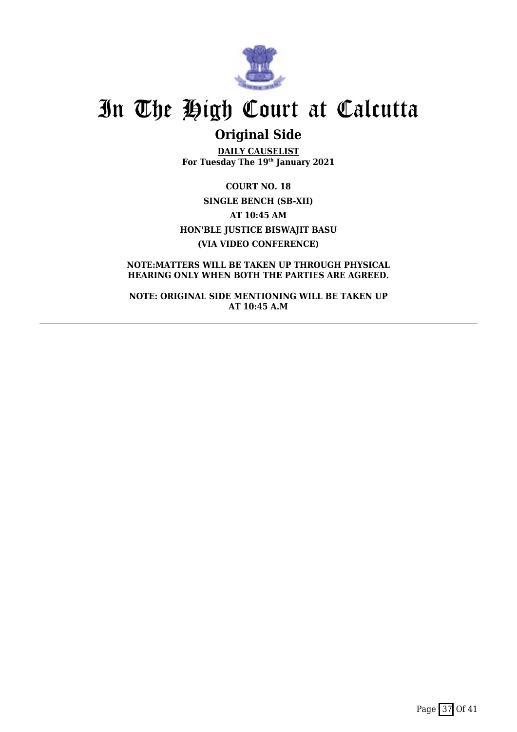# In The High Court at Calcutta

## Original Side

**DAILY CAUSELIST**
**For Tuesday The 19th January 2021**

**COURT NO. 18**

**SINGLE BENCH (SB-XII)**

**AT 10:45 AM**

**HON'BLE JUSTICE BISWAJIT BASU**

**(VIA VIDEO CONFERENCE)**

**NOTE:MATTERS WILL BE TAKEN UP THROUGH PHYSICAL HEARING ONLY WHEN BOTH THE PARTIES ARE AGREED.**

**NOTE: ORIGINAL SIDE MENTIONING WILL BE TAKEN UP AT 10:45 A.M**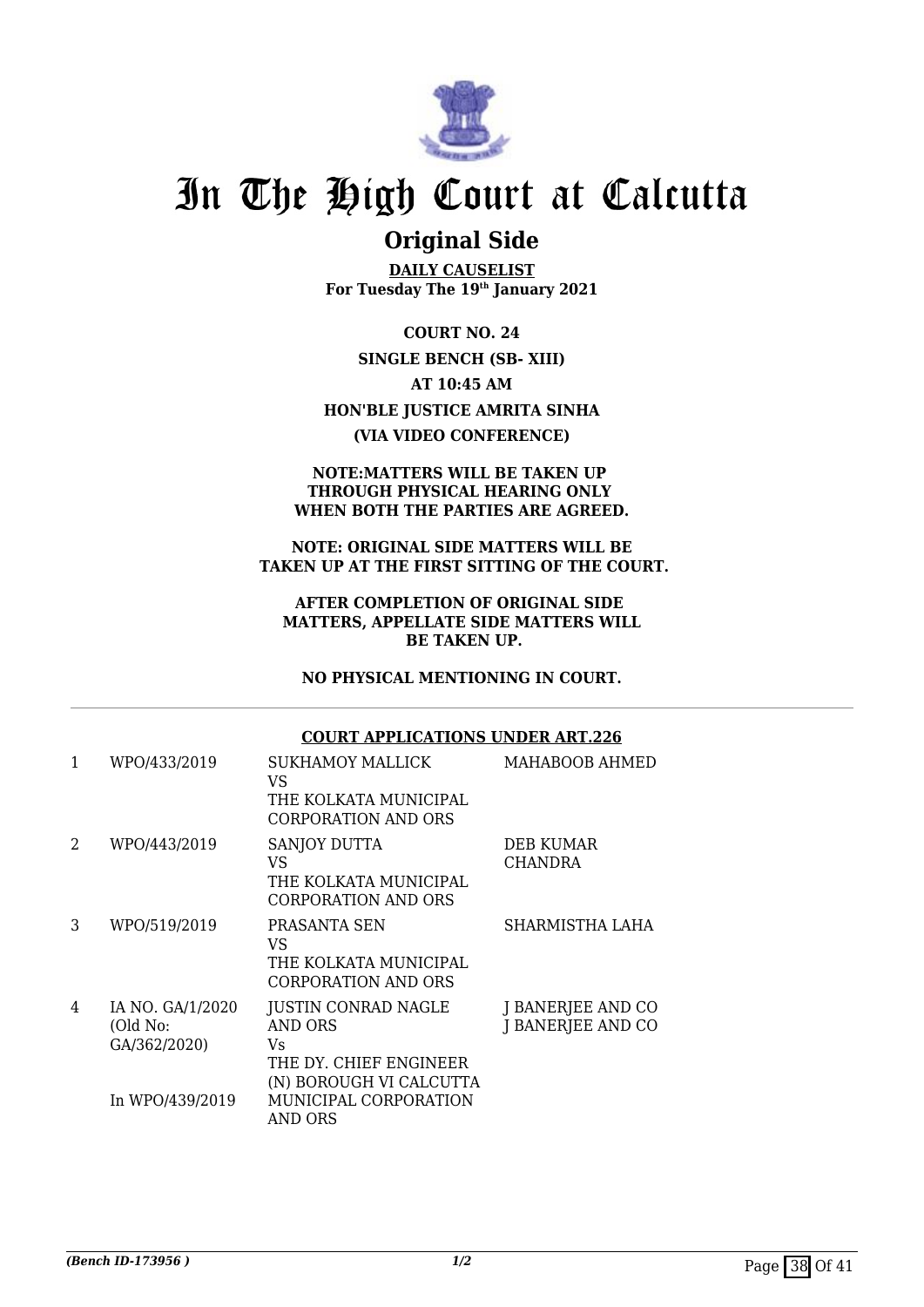# In The High Court at Calcutta

## Original Side

**DAILY CAUSELIST**
**For Tuesday The 19th January 2021**

**COURT NO. 24**

**SINGLE BENCH (SB- XIII)**

**AT 10:45 AM**

**HON'BLE JUSTICE AMRITA SINHA**

**(VIA VIDEO CONFERENCE)**

**NOTE:MATTERS WILL BE TAKEN UP THROUGH PHYSICAL HEARING ONLY WHEN BOTH THE PARTIES ARE AGREED.**

**NOTE: ORIGINAL SIDE MATTERS WILL BE TAKEN UP AT THE FIRST SITTING OF THE COURT.**

**AFTER COMPLETION OF ORIGINAL SIDE MATTERS, APPELLATE SIDE MATTERS WILL BE TAKEN UP.**

**NO PHYSICAL MENTIONING IN COURT.**

**COURT APPLICATIONS UNDER ART.226**

| | | | |
|---|---|---|---|
| 1 | WPO/433/2019 | SUKHAMOY MALLICK<br>VS<br>THE KOLKATA MUNICIPAL CORPORATION AND ORS | MAHABOOB AHMED |
| 2 | WPO/443/2019 | SANJOY DUTTA<br>VS<br>THE KOLKATA MUNICIPAL CORPORATION AND ORS | DEB KUMAR CHANDRA |
| 3 | WPO/519/2019 | PRASANTA SEN<br>VS<br>THE KOLKATA MUNICIPAL CORPORATION AND ORS | SHARMISTHA LAHA |
| 4 | IA NO. GA/1/2020<br>(Old No: GA/362/2020)<br><br>In WPO/439/2019 | JUSTIN CONRAD NAGLE AND ORS<br>Vs<br>THE DY. CHIEF ENGINEER (N) BOROUGH VI CALCUTTA MUNICIPAL CORPORATION AND ORS | J BANERJEE AND CO<br>J BANERJEE AND CO |

*(Bench ID-173956 )* 1/2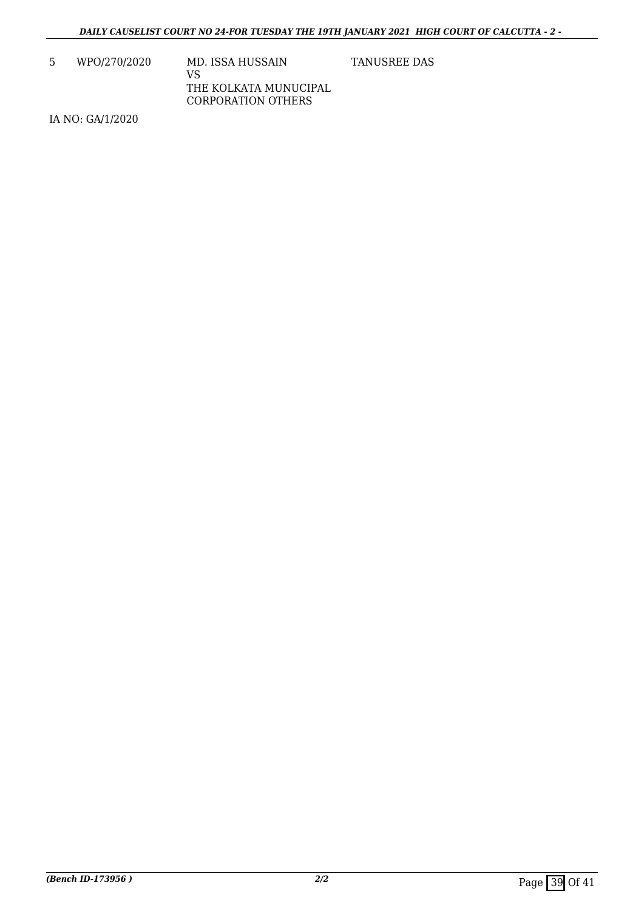| 5 | WPO/270/2020 | MD. ISSA HUSSAIN<br>VS<br>THE KOLKATA MUNUCIPAL CORPORATION OTHERS | TANUSREE DAS |
|---|---|---|---|

IA NO: GA/1/2020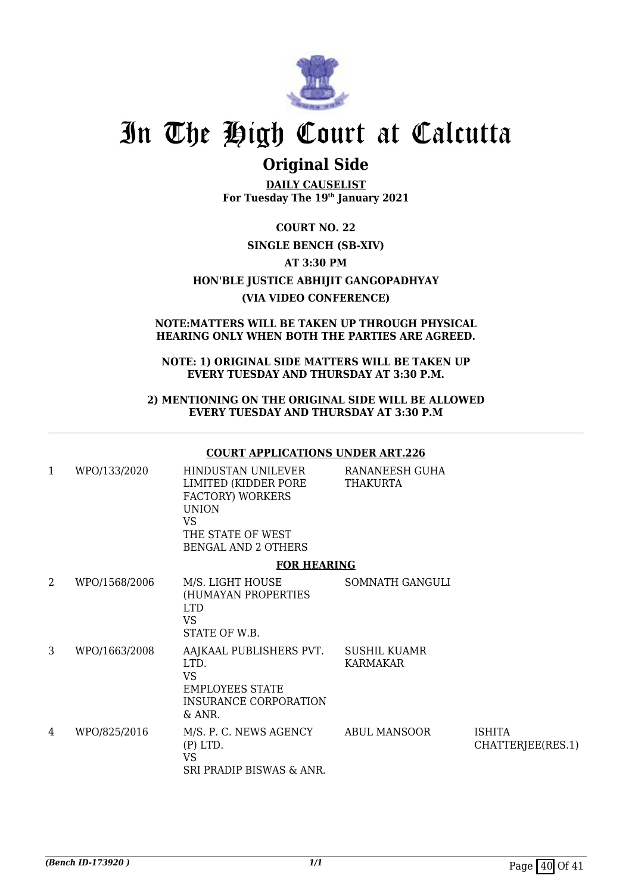# In The High Court at Calcutta

## Original Side

**DAILY CAUSELIST**
**For Tuesday The 19th January 2021**

**COURT NO. 22**

**SINGLE BENCH (SB-XIV)**

**AT 3:30 PM**

**HON'BLE JUSTICE ABHIJIT GANGOPADHYAY**

**(VIA VIDEO CONFERENCE)**

**NOTE:MATTERS WILL BE TAKEN UP THROUGH PHYSICAL HEARING ONLY WHEN BOTH THE PARTIES ARE AGREED.**

**NOTE: 1) ORIGINAL SIDE MATTERS WILL BE TAKEN UP EVERY TUESDAY AND THURSDAY AT 3:30 P.M.**

**2) MENTIONING ON THE ORIGINAL SIDE WILL BE ALLOWED EVERY TUESDAY AND THURSDAY AT 3:30 P.M**

**COURT APPLICATIONS UNDER ART.226**

| | | | | |
|---|---|---|---|---|
| 1 | WPO/133/2020 | HINDUSTAN UNILEVER LIMITED (KIDDER PORE FACTORY) WORKERS UNION<br>VS<br>THE STATE OF WEST BENGAL AND 2 OTHERS | RANANEESH GUHA THAKURTA | |

**FOR HEARING**

| | | | | |
|---|---|---|---|---|
| 2 | WPO/1568/2006 | M/S. LIGHT HOUSE (HUMAYAN PROPERTIES LTD<br>VS<br>STATE OF W.B. | SOMNATH GANGULI | |
| 3 | WPO/1663/2008 | AAJKAAL PUBLISHERS PVT. LTD.<br>VS<br>EMPLOYEES STATE INSURANCE CORPORATION & ANR. | SUSHIL KUAMR KARMAKAR | |
| 4 | WPO/825/2016 | M/S. P. C. NEWS AGENCY (P) LTD.<br>VS<br>SRI PRADIP BISWAS & ANR. | ABUL MANSOOR | ISHITA CHATTERJEE(RES.1) |

*(Bench ID-173920 )*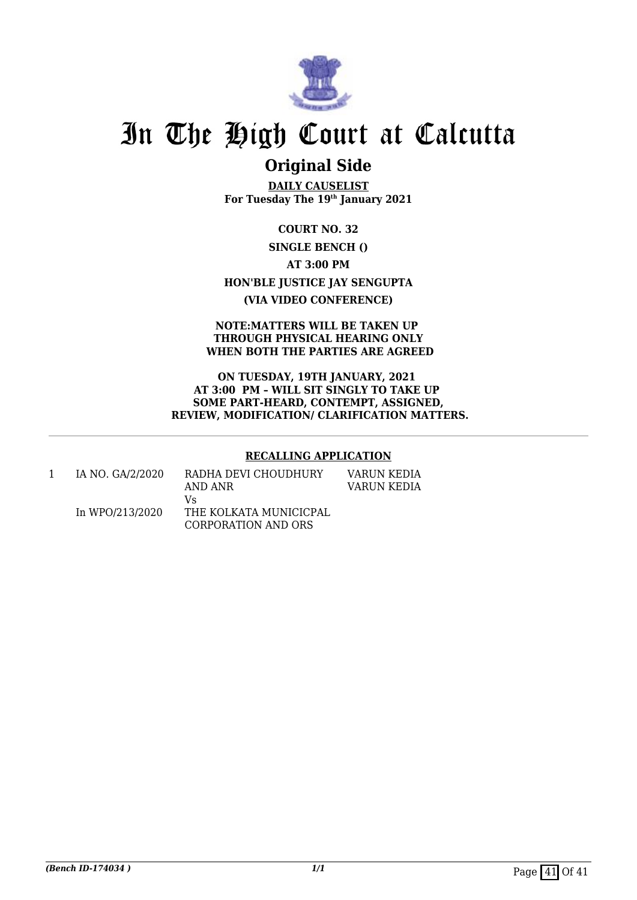# In The High Court at Calcutta

## Original Side

**DAILY CAUSELIST**
**For Tuesday The 19th January 2021**

**COURT NO. 32**

**SINGLE BENCH ()**

**AT 3:00 PM**

**HON'BLE JUSTICE JAY SENGUPTA**

**(VIA VIDEO CONFERENCE)**

**NOTE:MATTERS WILL BE TAKEN UP THROUGH PHYSICAL HEARING ONLY WHEN BOTH THE PARTIES ARE AGREED**

**ON TUESDAY, 19TH JANUARY, 2021 AT 3:00 PM – WILL SIT SINGLY TO TAKE UP SOME PART-HEARD, CONTEMPT, ASSIGNED, REVIEW, MODIFICATION/ CLARIFICATION MATTERS.**

**RECALLING APPLICATION**

| | | | |
|---|---|---|---|
| 1 | IA NO. GA/2/2020<br><br>In WPO/213/2020 | RADHA DEVI CHOUDHURY AND ANR<br>Vs<br>THE KOLKATA MUNICICPAL CORPORATION AND ORS | VARUN KEDIA<br>VARUN KEDIA |